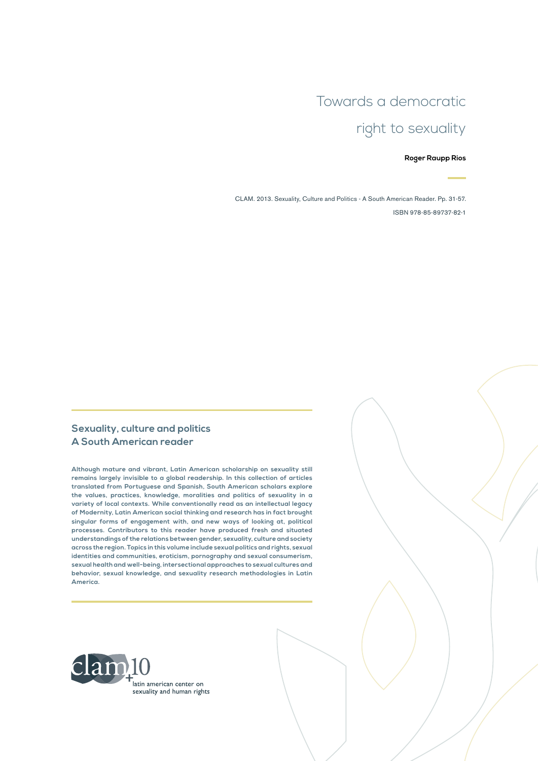# Towards a democratic right to sexuality

**Roger Raupp Rios**

CLAM. 2013. Sexuality, Culture and Politics - A South American Reader. Pp. 31-57.

ISBN 978-85-89737-82-1

## Sexuality, culture and politics
## A South American reader

**Although mature and vibrant, Latin American scholarship on sexuality still remains largely invisible to a global readership. In this collection of articles translated from Portuguese and Spanish, South American scholars explore the values, practices, knowledge, moralities and politics of sexuality in a variety of local contexts. While conventionally read as an intellectual legacy of Modernity, Latin American social thinking and research has in fact brought singular forms of engagement with, and new ways of looking at, political processes. Contributors to this reader have produced fresh and situated understandings of the relations between gender, sexuality, culture and society across the region. Topics in this volume include sexual politics and rights, sexual identities and communities, eroticism, pornography and sexual consumerism, sexual health and well-being, intersectional approaches to sexual cultures and behavior, sexual knowledge, and sexuality research methodologies in Latin America.**

clam +10
latin american center on sexuality and human rights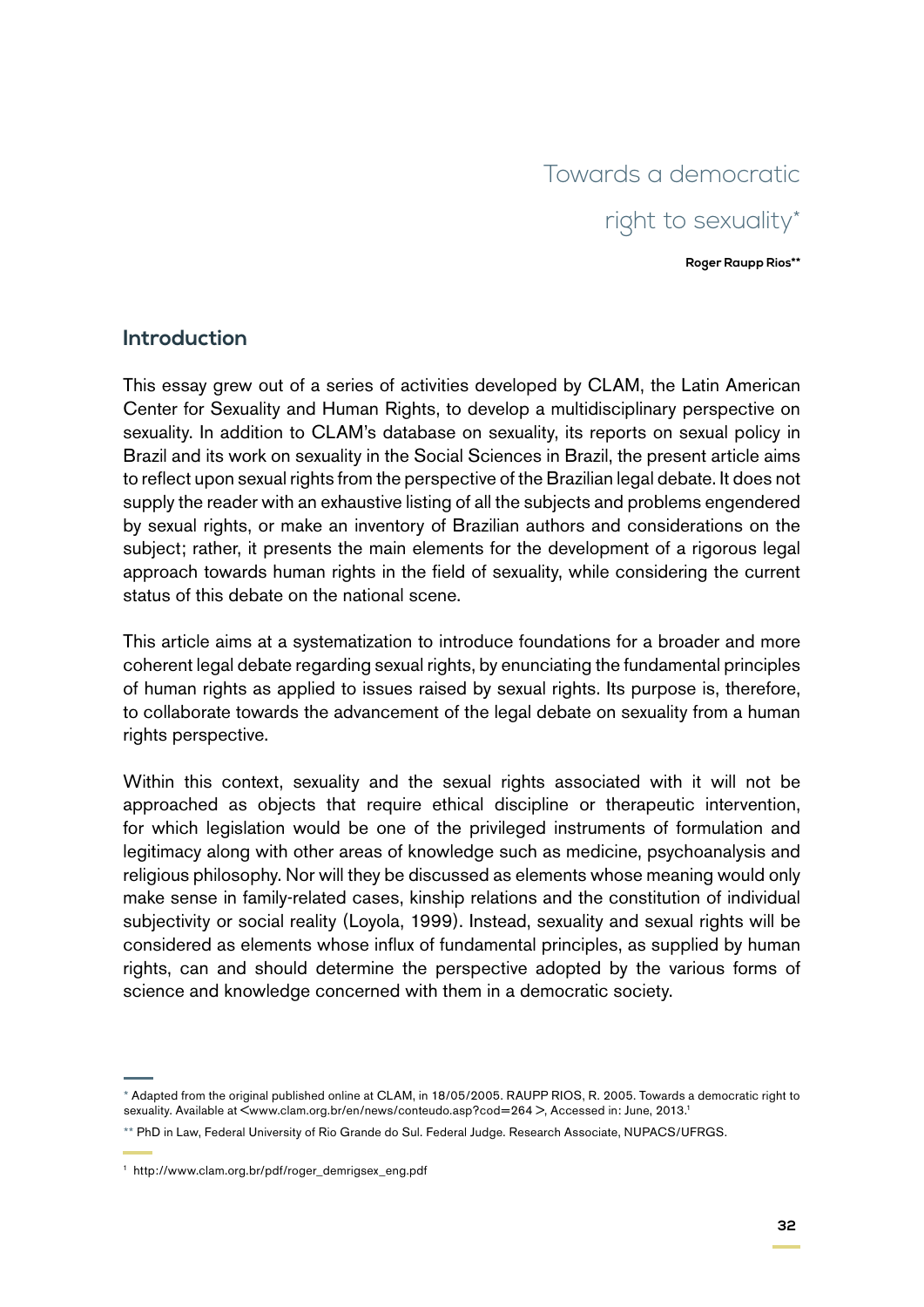# Towards a democratic right to sexuality*

**Roger Raupp Rios****

## Introduction

This essay grew out of a series of activities developed by CLAM, the Latin American Center for Sexuality and Human Rights, to develop a multidisciplinary perspective on sexuality. In addition to CLAM's database on sexuality, its reports on sexual policy in Brazil and its work on sexuality in the Social Sciences in Brazil, the present article aims to reflect upon sexual rights from the perspective of the Brazilian legal debate. It does not supply the reader with an exhaustive listing of all the subjects and problems engendered by sexual rights, or make an inventory of Brazilian authors and considerations on the subject; rather, it presents the main elements for the development of a rigorous legal approach towards human rights in the field of sexuality, while considering the current status of this debate on the national scene.

This article aims at a systematization to introduce foundations for a broader and more coherent legal debate regarding sexual rights, by enunciating the fundamental principles of human rights as applied to issues raised by sexual rights. Its purpose is, therefore, to collaborate towards the advancement of the legal debate on sexuality from a human rights perspective.

Within this context, sexuality and the sexual rights associated with it will not be approached as objects that require ethical discipline or therapeutic intervention, for which legislation would be one of the privileged instruments of formulation and legitimacy along with other areas of knowledge such as medicine, psychoanalysis and religious philosophy. Nor will they be discussed as elements whose meaning would only make sense in family-related cases, kinship relations and the constitution of individual subjectivity or social reality (Loyola, 1999). Instead, sexuality and sexual rights will be considered as elements whose influx of fundamental principles, as supplied by human rights, can and should determine the perspective adopted by the various forms of science and knowledge concerned with them in a democratic society.

---

\* Adapted from the original published online at CLAM, in 18/05/2005. RAUPP RIOS, R. 2005. Towards a democratic right to sexuality. Available at <www.clam.org.br/en/news/conteudo.asp?cod=264 >, Accessed in: June, 2013.[1]

\*\* PhD in Law, Federal University of Rio Grande do Sul. Federal Judge. Research Associate, NUPACS/UFRGS.

[1] http://www.clam.org.br/pdf/roger_demrigsex_eng.pdf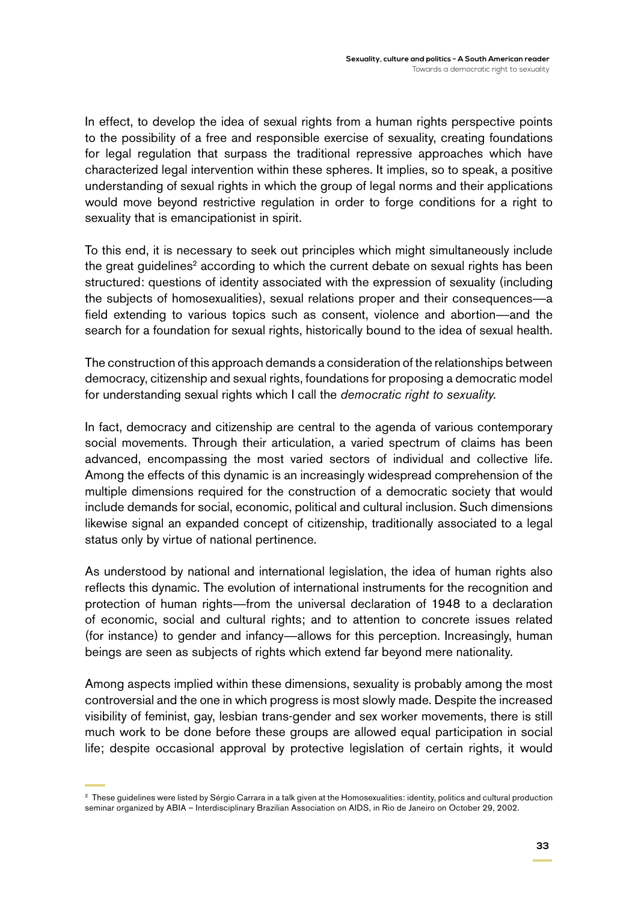In effect, to develop the idea of sexual rights from a human rights perspective points to the possibility of a free and responsible exercise of sexuality, creating foundations for legal regulation that surpass the traditional repressive approaches which have characterized legal intervention within these spheres. It implies, so to speak, a positive understanding of sexual rights in which the group of legal norms and their applications would move beyond restrictive regulation in order to forge conditions for a right to sexuality that is emancipationist in spirit.

To this end, it is necessary to seek out principles which might simultaneously include the great guidelines[2] according to which the current debate on sexual rights has been structured: questions of identity associated with the expression of sexuality (including the subjects of homosexualities), sexual relations proper and their consequences—a field extending to various topics such as consent, violence and abortion—and the search for a foundation for sexual rights, historically bound to the idea of sexual health.

The construction of this approach demands a consideration of the relationships between democracy, citizenship and sexual rights, foundations for proposing a democratic model for understanding sexual rights which I call the *democratic right to sexuality*.

In fact, democracy and citizenship are central to the agenda of various contemporary social movements. Through their articulation, a varied spectrum of claims has been advanced, encompassing the most varied sectors of individual and collective life. Among the effects of this dynamic is an increasingly widespread comprehension of the multiple dimensions required for the construction of a democratic society that would include demands for social, economic, political and cultural inclusion. Such dimensions likewise signal an expanded concept of citizenship, traditionally associated to a legal status only by virtue of national pertinence.

As understood by national and international legislation, the idea of human rights also reflects this dynamic. The evolution of international instruments for the recognition and protection of human rights—from the universal declaration of 1948 to a declaration of economic, social and cultural rights; and to attention to concrete issues related (for instance) to gender and infancy—allows for this perception. Increasingly, human beings are seen as subjects of rights which extend far beyond mere nationality.

Among aspects implied within these dimensions, sexuality is probably among the most controversial and the one in which progress is most slowly made. Despite the increased visibility of feminist, gay, lesbian trans-gender and sex worker movements, there is still much work to be done before these groups are allowed equal participation in social life; despite occasional approval by protective legislation of certain rights, it would

[2] These guidelines were listed by Sérgio Carrara in a talk given at the Homosexualities: identity, politics and cultural production seminar organized by ABIA – Interdisciplinary Brazilian Association on AIDS, in Rio de Janeiro on October 29, 2002.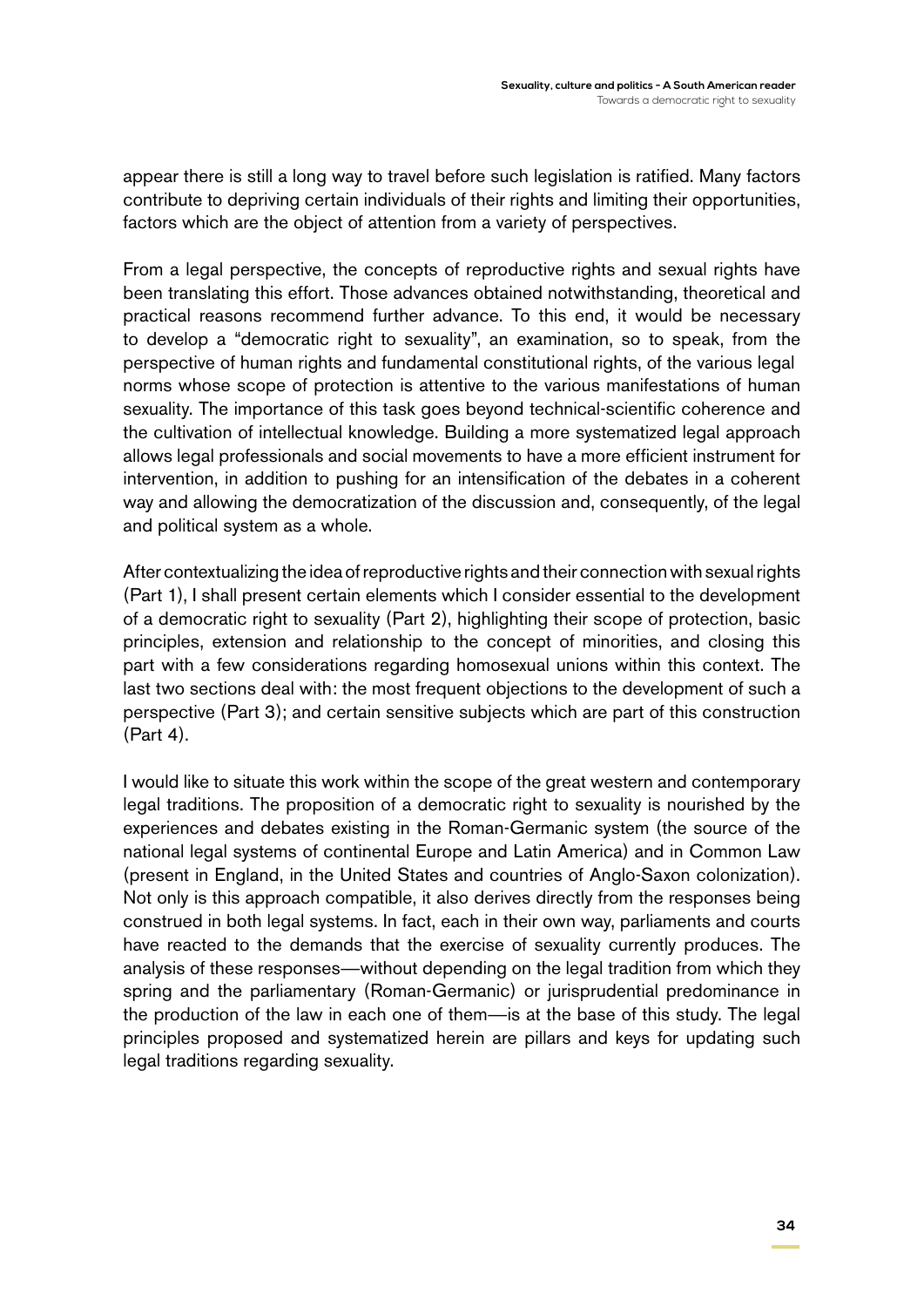appear there is still a long way to travel before such legislation is ratified. Many factors contribute to depriving certain individuals of their rights and limiting their opportunities, factors which are the object of attention from a variety of perspectives.

From a legal perspective, the concepts of reproductive rights and sexual rights have been translating this effort. Those advances obtained notwithstanding, theoretical and practical reasons recommend further advance. To this end, it would be necessary to develop a "democratic right to sexuality", an examination, so to speak, from the perspective of human rights and fundamental constitutional rights, of the various legal norms whose scope of protection is attentive to the various manifestations of human sexuality. The importance of this task goes beyond technical-scientific coherence and the cultivation of intellectual knowledge. Building a more systematized legal approach allows legal professionals and social movements to have a more efficient instrument for intervention, in addition to pushing for an intensification of the debates in a coherent way and allowing the democratization of the discussion and, consequently, of the legal and political system as a whole.

After contextualizing the idea of reproductive rights and their connection with sexual rights (Part 1), I shall present certain elements which I consider essential to the development of a democratic right to sexuality (Part 2), highlighting their scope of protection, basic principles, extension and relationship to the concept of minorities, and closing this part with a few considerations regarding homosexual unions within this context. The last two sections deal with: the most frequent objections to the development of such a perspective (Part 3); and certain sensitive subjects which are part of this construction (Part 4).

I would like to situate this work within the scope of the great western and contemporary legal traditions. The proposition of a democratic right to sexuality is nourished by the experiences and debates existing in the Roman-Germanic system (the source of the national legal systems of continental Europe and Latin America) and in Common Law (present in England, in the United States and countries of Anglo-Saxon colonization). Not only is this approach compatible, it also derives directly from the responses being construed in both legal systems. In fact, each in their own way, parliaments and courts have reacted to the demands that the exercise of sexuality currently produces. The analysis of these responses—without depending on the legal tradition from which they spring and the parliamentary (Roman-Germanic) or jurisprudential predominance in the production of the law in each one of them—is at the base of this study. The legal principles proposed and systematized herein are pillars and keys for updating such legal traditions regarding sexuality.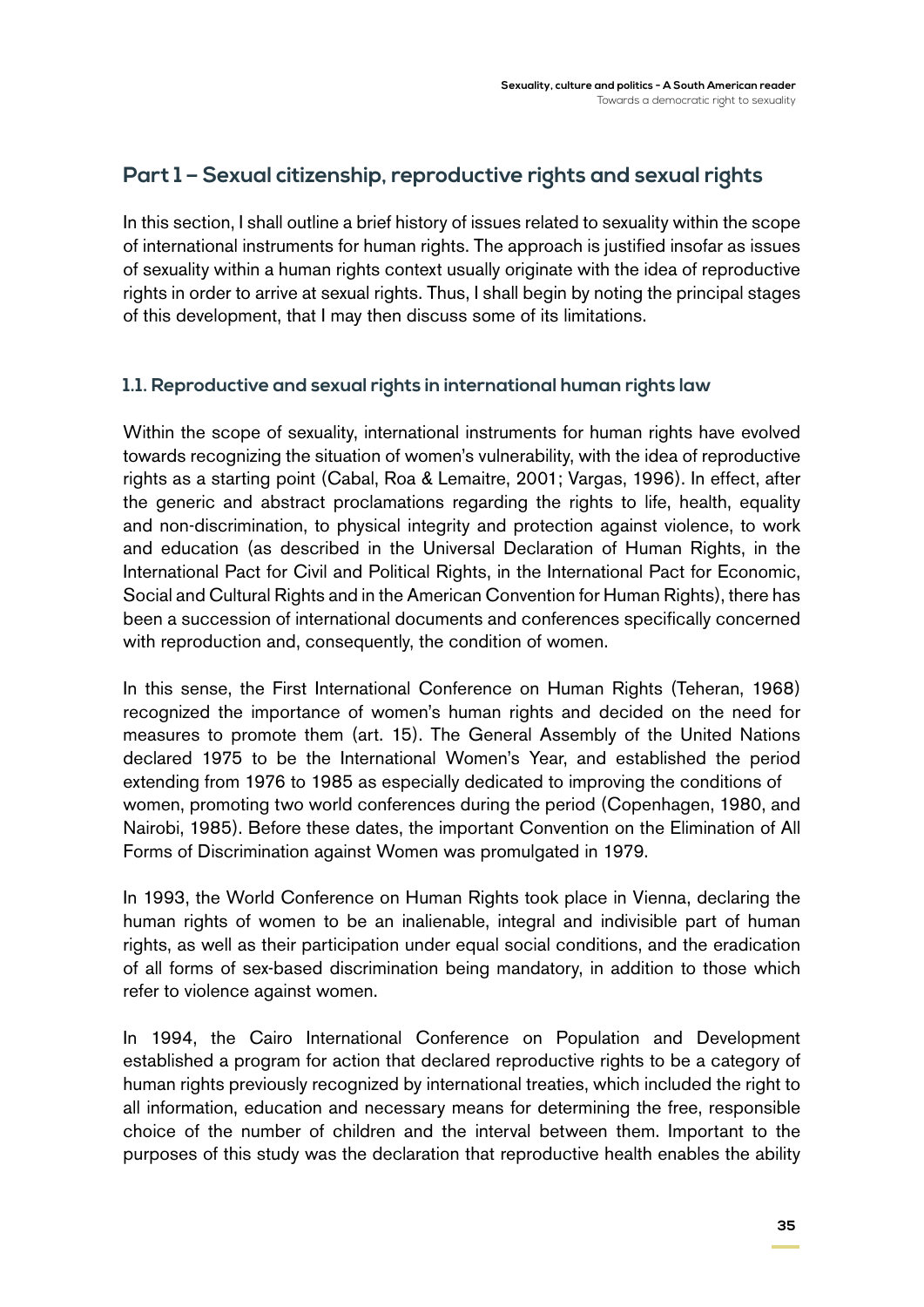## Part 1 – Sexual citizenship, reproductive rights and sexual rights

In this section, I shall outline a brief history of issues related to sexuality within the scope of international instruments for human rights. The approach is justified insofar as issues of sexuality within a human rights context usually originate with the idea of reproductive rights in order to arrive at sexual rights. Thus, I shall begin by noting the principal stages of this development, that I may then discuss some of its limitations.

### 1.1. Reproductive and sexual rights in international human rights law

Within the scope of sexuality, international instruments for human rights have evolved towards recognizing the situation of women's vulnerability, with the idea of reproductive rights as a starting point (Cabal, Roa & Lemaitre, 2001; Vargas, 1996). In effect, after the generic and abstract proclamations regarding the rights to life, health, equality and non-discrimination, to physical integrity and protection against violence, to work and education (as described in the Universal Declaration of Human Rights, in the International Pact for Civil and Political Rights, in the International Pact for Economic, Social and Cultural Rights and in the American Convention for Human Rights), there has been a succession of international documents and conferences specifically concerned with reproduction and, consequently, the condition of women.

In this sense, the First International Conference on Human Rights (Teheran, 1968) recognized the importance of women's human rights and decided on the need for measures to promote them (art. 15). The General Assembly of the United Nations declared 1975 to be the International Women's Year, and established the period extending from 1976 to 1985 as especially dedicated to improving the conditions of women, promoting two world conferences during the period (Copenhagen, 1980, and Nairobi, 1985). Before these dates, the important Convention on the Elimination of All Forms of Discrimination against Women was promulgated in 1979.

In 1993, the World Conference on Human Rights took place in Vienna, declaring the human rights of women to be an inalienable, integral and indivisible part of human rights, as well as their participation under equal social conditions, and the eradication of all forms of sex-based discrimination being mandatory, in addition to those which refer to violence against women.

In 1994, the Cairo International Conference on Population and Development established a program for action that declared reproductive rights to be a category of human rights previously recognized by international treaties, which included the right to all information, education and necessary means for determining the free, responsible choice of the number of children and the interval between them. Important to the purposes of this study was the declaration that reproductive health enables the ability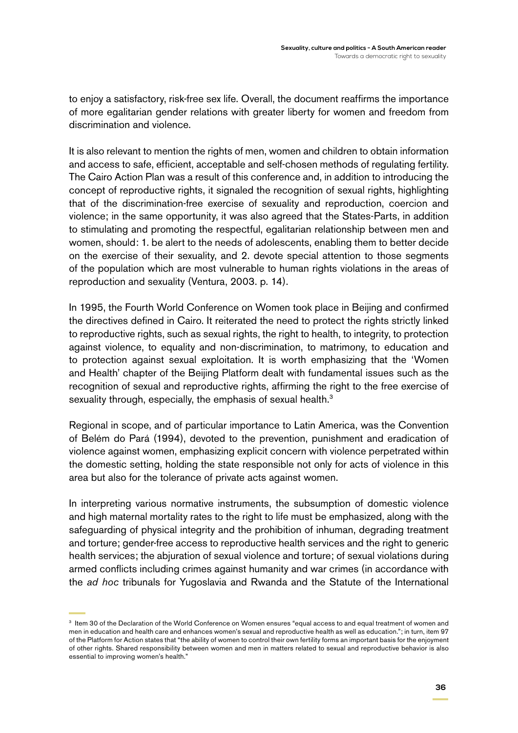to enjoy a satisfactory, risk-free sex life. Overall, the document reaffirms the importance of more egalitarian gender relations with greater liberty for women and freedom from discrimination and violence.

It is also relevant to mention the rights of men, women and children to obtain information and access to safe, efficient, acceptable and self-chosen methods of regulating fertility. The Cairo Action Plan was a result of this conference and, in addition to introducing the concept of reproductive rights, it signaled the recognition of sexual rights, highlighting that of the discrimination-free exercise of sexuality and reproduction, coercion and violence; in the same opportunity, it was also agreed that the States-Parts, in addition to stimulating and promoting the respectful, egalitarian relationship between men and women, should: 1. be alert to the needs of adolescents, enabling them to better decide on the exercise of their sexuality, and 2. devote special attention to those segments of the population which are most vulnerable to human rights violations in the areas of reproduction and sexuality (Ventura, 2003. p. 14).

In 1995, the Fourth World Conference on Women took place in Beijing and confirmed the directives defined in Cairo. It reiterated the need to protect the rights strictly linked to reproductive rights, such as sexual rights, the right to health, to integrity, to protection against violence, to equality and non-discrimination, to matrimony, to education and to protection against sexual exploitation. It is worth emphasizing that the 'Women and Health' chapter of the Beijing Platform dealt with fundamental issues such as the recognition of sexual and reproductive rights, affirming the right to the free exercise of sexuality through, especially, the emphasis of sexual health.[3]

Regional in scope, and of particular importance to Latin America, was the Convention of Belém do Pará (1994), devoted to the prevention, punishment and eradication of violence against women, emphasizing explicit concern with violence perpetrated within the domestic setting, holding the state responsible not only for acts of violence in this area but also for the tolerance of private acts against women.

In interpreting various normative instruments, the subsumption of domestic violence and high maternal mortality rates to the right to life must be emphasized, along with the safeguarding of physical integrity and the prohibition of inhuman, degrading treatment and torture; gender-free access to reproductive health services and the right to generic health services; the abjuration of sexual violence and torture; of sexual violations during armed conflicts including crimes against humanity and war crimes (in accordance with the *ad hoc* tribunals for Yugoslavia and Rwanda and the Statute of the International

[3] Item 30 of the Declaration of the World Conference on Women ensures "equal access to and equal treatment of women and men in education and health care and enhances women's sexual and reproductive health as well as education."; in turn, item 97 of the Platform for Action states that "the ability of women to control their own fertility forms an important basis for the enjoyment of other rights. Shared responsibility between women and men in matters related to sexual and reproductive behavior is also essential to improving women's health."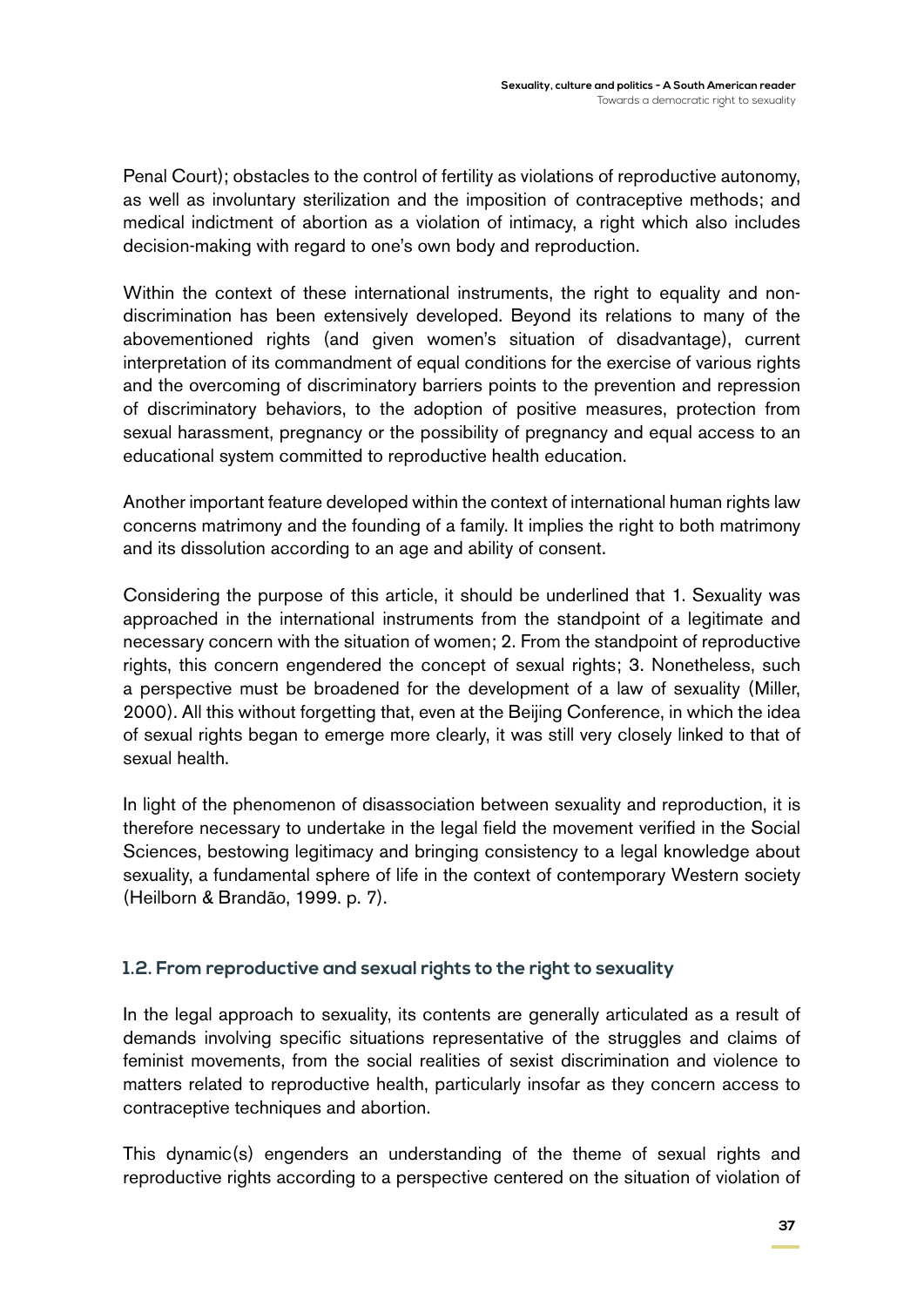Penal Court); obstacles to the control of fertility as violations of reproductive autonomy, as well as involuntary sterilization and the imposition of contraceptive methods; and medical indictment of abortion as a violation of intimacy, a right which also includes decision-making with regard to one's own body and reproduction.

Within the context of these international instruments, the right to equality and non-discrimination has been extensively developed. Beyond its relations to many of the abovementioned rights (and given women's situation of disadvantage), current interpretation of its commandment of equal conditions for the exercise of various rights and the overcoming of discriminatory barriers points to the prevention and repression of discriminatory behaviors, to the adoption of positive measures, protection from sexual harassment, pregnancy or the possibility of pregnancy and equal access to an educational system committed to reproductive health education.

Another important feature developed within the context of international human rights law concerns matrimony and the founding of a family. It implies the right to both matrimony and its dissolution according to an age and ability of consent.

Considering the purpose of this article, it should be underlined that 1. Sexuality was approached in the international instruments from the standpoint of a legitimate and necessary concern with the situation of women; 2. From the standpoint of reproductive rights, this concern engendered the concept of sexual rights; 3. Nonetheless, such a perspective must be broadened for the development of a law of sexuality (Miller, 2000). All this without forgetting that, even at the Beijing Conference, in which the idea of sexual rights began to emerge more clearly, it was still very closely linked to that of sexual health.

In light of the phenomenon of disassociation between sexuality and reproduction, it is therefore necessary to undertake in the legal field the movement verified in the Social Sciences, bestowing legitimacy and bringing consistency to a legal knowledge about sexuality, a fundamental sphere of life in the context of contemporary Western society (Heilborn & Brandão, 1999. p. 7).

### 1.2. From reproductive and sexual rights to the right to sexuality

In the legal approach to sexuality, its contents are generally articulated as a result of demands involving specific situations representative of the struggles and claims of feminist movements, from the social realities of sexist discrimination and violence to matters related to reproductive health, particularly insofar as they concern access to contraceptive techniques and abortion.

This dynamic(s) engenders an understanding of the theme of sexual rights and reproductive rights according to a perspective centered on the situation of violation of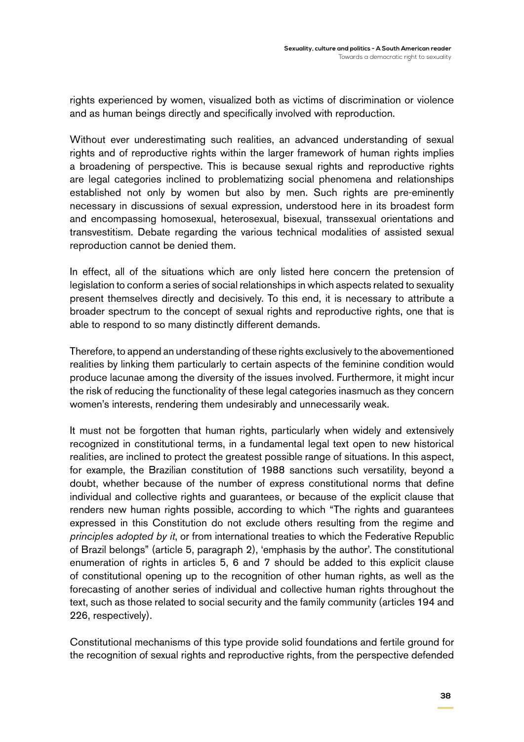rights experienced by women, visualized both as victims of discrimination or violence and as human beings directly and specifically involved with reproduction.

Without ever underestimating such realities, an advanced understanding of sexual rights and of reproductive rights within the larger framework of human rights implies a broadening of perspective. This is because sexual rights and reproductive rights are legal categories inclined to problematizing social phenomena and relationships established not only by women but also by men. Such rights are pre-eminently necessary in discussions of sexual expression, understood here in its broadest form and encompassing homosexual, heterosexual, bisexual, transsexual orientations and transvestitism. Debate regarding the various technical modalities of assisted sexual reproduction cannot be denied them.

In effect, all of the situations which are only listed here concern the pretension of legislation to conform a series of social relationships in which aspects related to sexuality present themselves directly and decisively. To this end, it is necessary to attribute a broader spectrum to the concept of sexual rights and reproductive rights, one that is able to respond to so many distinctly different demands.

Therefore, to append an understanding of these rights exclusively to the abovementioned realities by linking them particularly to certain aspects of the feminine condition would produce lacunae among the diversity of the issues involved. Furthermore, it might incur the risk of reducing the functionality of these legal categories inasmuch as they concern women's interests, rendering them undesirably and unnecessarily weak.

It must not be forgotten that human rights, particularly when widely and extensively recognized in constitutional terms, in a fundamental legal text open to new historical realities, are inclined to protect the greatest possible range of situations. In this aspect, for example, the Brazilian constitution of 1988 sanctions such versatility, beyond a doubt, whether because of the number of express constitutional norms that define individual and collective rights and guarantees, or because of the explicit clause that renders new human rights possible, according to which "The rights and guarantees expressed in this Constitution do not exclude others resulting from the regime and *principles adopted by it*, or from international treaties to which the Federative Republic of Brazil belongs" (article 5, paragraph 2), 'emphasis by the author'. The constitutional enumeration of rights in articles 5, 6 and 7 should be added to this explicit clause of constitutional opening up to the recognition of other human rights, as well as the forecasting of another series of individual and collective human rights throughout the text, such as those related to social security and the family community (articles 194 and 226, respectively).

Constitutional mechanisms of this type provide solid foundations and fertile ground for the recognition of sexual rights and reproductive rights, from the perspective defended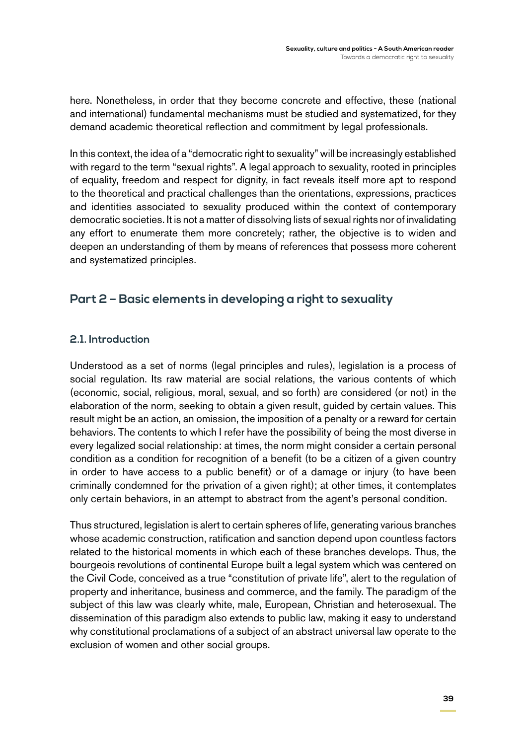here. Nonetheless, in order that they become concrete and effective, these (national and international) fundamental mechanisms must be studied and systematized, for they demand academic theoretical reflection and commitment by legal professionals.

In this context, the idea of a "democratic right to sexuality" will be increasingly established with regard to the term "sexual rights". A legal approach to sexuality, rooted in principles of equality, freedom and respect for dignity, in fact reveals itself more apt to respond to the theoretical and practical challenges than the orientations, expressions, practices and identities associated to sexuality produced within the context of contemporary democratic societies. It is not a matter of dissolving lists of sexual rights nor of invalidating any effort to enumerate them more concretely; rather, the objective is to widen and deepen an understanding of them by means of references that possess more coherent and systematized principles.

## Part 2 – Basic elements in developing a right to sexuality

### 2.1. Introduction

Understood as a set of norms (legal principles and rules), legislation is a process of social regulation. Its raw material are social relations, the various contents of which (economic, social, religious, moral, sexual, and so forth) are considered (or not) in the elaboration of the norm, seeking to obtain a given result, guided by certain values. This result might be an action, an omission, the imposition of a penalty or a reward for certain behaviors. The contents to which I refer have the possibility of being the most diverse in every legalized social relationship: at times, the norm might consider a certain personal condition as a condition for recognition of a benefit (to be a citizen of a given country in order to have access to a public benefit) or of a damage or injury (to have been criminally condemned for the privation of a given right); at other times, it contemplates only certain behaviors, in an attempt to abstract from the agent's personal condition.

Thus structured, legislation is alert to certain spheres of life, generating various branches whose academic construction, ratification and sanction depend upon countless factors related to the historical moments in which each of these branches develops. Thus, the bourgeois revolutions of continental Europe built a legal system which was centered on the Civil Code, conceived as a true "constitution of private life", alert to the regulation of property and inheritance, business and commerce, and the family. The paradigm of the subject of this law was clearly white, male, European, Christian and heterosexual. The dissemination of this paradigm also extends to public law, making it easy to understand why constitutional proclamations of a subject of an abstract universal law operate to the exclusion of women and other social groups.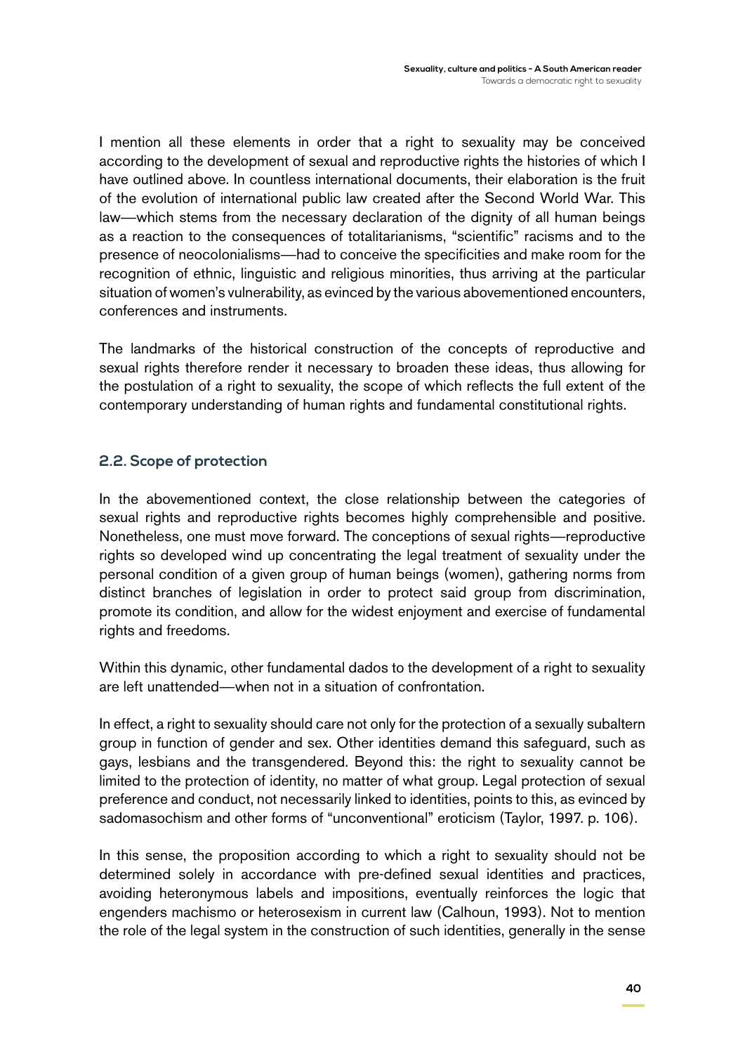I mention all these elements in order that a right to sexuality may be conceived according to the development of sexual and reproductive rights the histories of which I have outlined above. In countless international documents, their elaboration is the fruit of the evolution of international public law created after the Second World War. This law—which stems from the necessary declaration of the dignity of all human beings as a reaction to the consequences of totalitarianisms, "scientific" racisms and to the presence of neocolonialisms—had to conceive the specificities and make room for the recognition of ethnic, linguistic and religious minorities, thus arriving at the particular situation of women's vulnerability, as evinced by the various abovementioned encounters, conferences and instruments.

The landmarks of the historical construction of the concepts of reproductive and sexual rights therefore render it necessary to broaden these ideas, thus allowing for the postulation of a right to sexuality, the scope of which reflects the full extent of the contemporary understanding of human rights and fundamental constitutional rights.

### 2.2. Scope of protection

In the abovementioned context, the close relationship between the categories of sexual rights and reproductive rights becomes highly comprehensible and positive. Nonetheless, one must move forward. The conceptions of sexual rights—reproductive rights so developed wind up concentrating the legal treatment of sexuality under the personal condition of a given group of human beings (women), gathering norms from distinct branches of legislation in order to protect said group from discrimination, promote its condition, and allow for the widest enjoyment and exercise of fundamental rights and freedoms.

Within this dynamic, other fundamental dados to the development of a right to sexuality are left unattended—when not in a situation of confrontation.

In effect, a right to sexuality should care not only for the protection of a sexually subaltern group in function of gender and sex. Other identities demand this safeguard, such as gays, lesbians and the transgendered. Beyond this: the right to sexuality cannot be limited to the protection of identity, no matter of what group. Legal protection of sexual preference and conduct, not necessarily linked to identities, points to this, as evinced by sadomasochism and other forms of "unconventional" eroticism (Taylor, 1997. p. 106).

In this sense, the proposition according to which a right to sexuality should not be determined solely in accordance with pre-defined sexual identities and practices, avoiding heteronymous labels and impositions, eventually reinforces the logic that engenders machismo or heterosexism in current law (Calhoun, 1993). Not to mention the role of the legal system in the construction of such identities, generally in the sense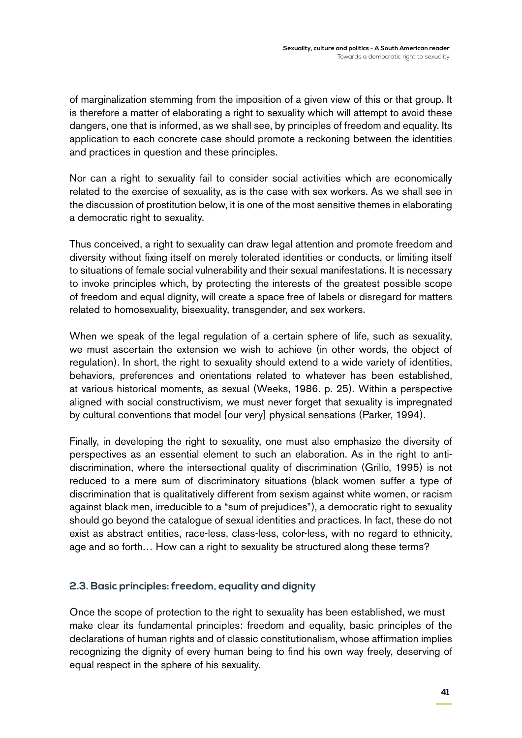of marginalization stemming from the imposition of a given view of this or that group. It is therefore a matter of elaborating a right to sexuality which will attempt to avoid these dangers, one that is informed, as we shall see, by principles of freedom and equality. Its application to each concrete case should promote a reckoning between the identities and practices in question and these principles.

Nor can a right to sexuality fail to consider social activities which are economically related to the exercise of sexuality, as is the case with sex workers. As we shall see in the discussion of prostitution below, it is one of the most sensitive themes in elaborating a democratic right to sexuality.

Thus conceived, a right to sexuality can draw legal attention and promote freedom and diversity without fixing itself on merely tolerated identities or conducts, or limiting itself to situations of female social vulnerability and their sexual manifestations. It is necessary to invoke principles which, by protecting the interests of the greatest possible scope of freedom and equal dignity, will create a space free of labels or disregard for matters related to homosexuality, bisexuality, transgender, and sex workers.

When we speak of the legal regulation of a certain sphere of life, such as sexuality, we must ascertain the extension we wish to achieve (in other words, the object of regulation). In short, the right to sexuality should extend to a wide variety of identities, behaviors, preferences and orientations related to whatever has been established, at various historical moments, as sexual (Weeks, 1986. p. 25). Within a perspective aligned with social constructivism, we must never forget that sexuality is impregnated by cultural conventions that model [our very] physical sensations (Parker, 1994).

Finally, in developing the right to sexuality, one must also emphasize the diversity of perspectives as an essential element to such an elaboration. As in the right to anti-discrimination, where the intersectional quality of discrimination (Grillo, 1995) is not reduced to a mere sum of discriminatory situations (black women suffer a type of discrimination that is qualitatively different from sexism against white women, or racism against black men, irreducible to a "sum of prejudices"), a democratic right to sexuality should go beyond the catalogue of sexual identities and practices. In fact, these do not exist as abstract entities, race-less, class-less, color-less, with no regard to ethnicity, age and so forth… How can a right to sexuality be structured along these terms?

### 2.3. Basic principles: freedom, equality and dignity

Once the scope of protection to the right to sexuality has been established, we must make clear its fundamental principles: freedom and equality, basic principles of the declarations of human rights and of classic constitutionalism, whose affirmation implies recognizing the dignity of every human being to find his own way freely, deserving of equal respect in the sphere of his sexuality.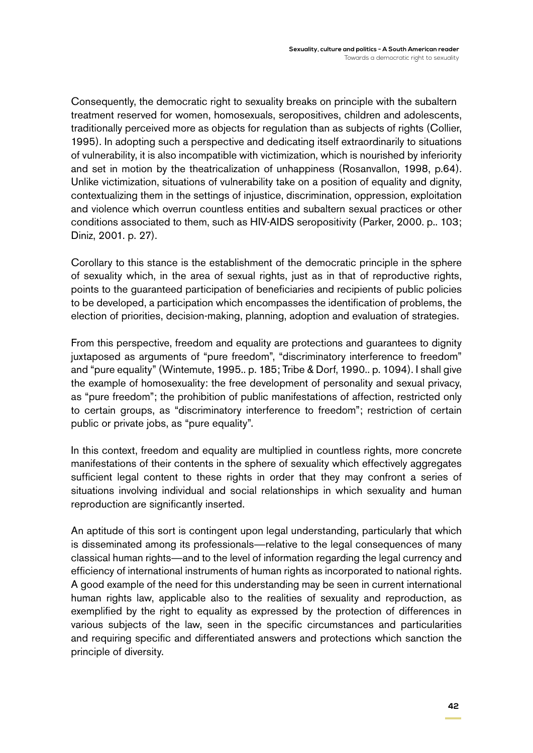Consequently, the democratic right to sexuality breaks on principle with the subaltern treatment reserved for women, homosexuals, seropositives, children and adolescents, traditionally perceived more as objects for regulation than as subjects of rights (Collier, 1995). In adopting such a perspective and dedicating itself extraordinarily to situations of vulnerability, it is also incompatible with victimization, which is nourished by inferiority and set in motion by the theatricalization of unhappiness (Rosanvallon, 1998, p.64). Unlike victimization, situations of vulnerability take on a position of equality and dignity, contextualizing them in the settings of injustice, discrimination, oppression, exploitation and violence which overrun countless entities and subaltern sexual practices or other conditions associated to them, such as HIV-AIDS seropositivity (Parker, 2000. p.. 103; Diniz, 2001. p. 27).

Corollary to this stance is the establishment of the democratic principle in the sphere of sexuality which, in the area of sexual rights, just as in that of reproductive rights, points to the guaranteed participation of beneficiaries and recipients of public policies to be developed, a participation which encompasses the identification of problems, the election of priorities, decision-making, planning, adoption and evaluation of strategies.

From this perspective, freedom and equality are protections and guarantees to dignity juxtaposed as arguments of "pure freedom", "discriminatory interference to freedom" and "pure equality" (Wintemute, 1995.. p. 185; Tribe & Dorf, 1990.. p. 1094). I shall give the example of homosexuality: the free development of personality and sexual privacy, as "pure freedom"; the prohibition of public manifestations of affection, restricted only to certain groups, as "discriminatory interference to freedom"; restriction of certain public or private jobs, as "pure equality".

In this context, freedom and equality are multiplied in countless rights, more concrete manifestations of their contents in the sphere of sexuality which effectively aggregates sufficient legal content to these rights in order that they may confront a series of situations involving individual and social relationships in which sexuality and human reproduction are significantly inserted.

An aptitude of this sort is contingent upon legal understanding, particularly that which is disseminated among its professionals—relative to the legal consequences of many classical human rights—and to the level of information regarding the legal currency and efficiency of international instruments of human rights as incorporated to national rights. A good example of the need for this understanding may be seen in current international human rights law, applicable also to the realities of sexuality and reproduction, as exemplified by the right to equality as expressed by the protection of differences in various subjects of the law, seen in the specific circumstances and particularities and requiring specific and differentiated answers and protections which sanction the principle of diversity.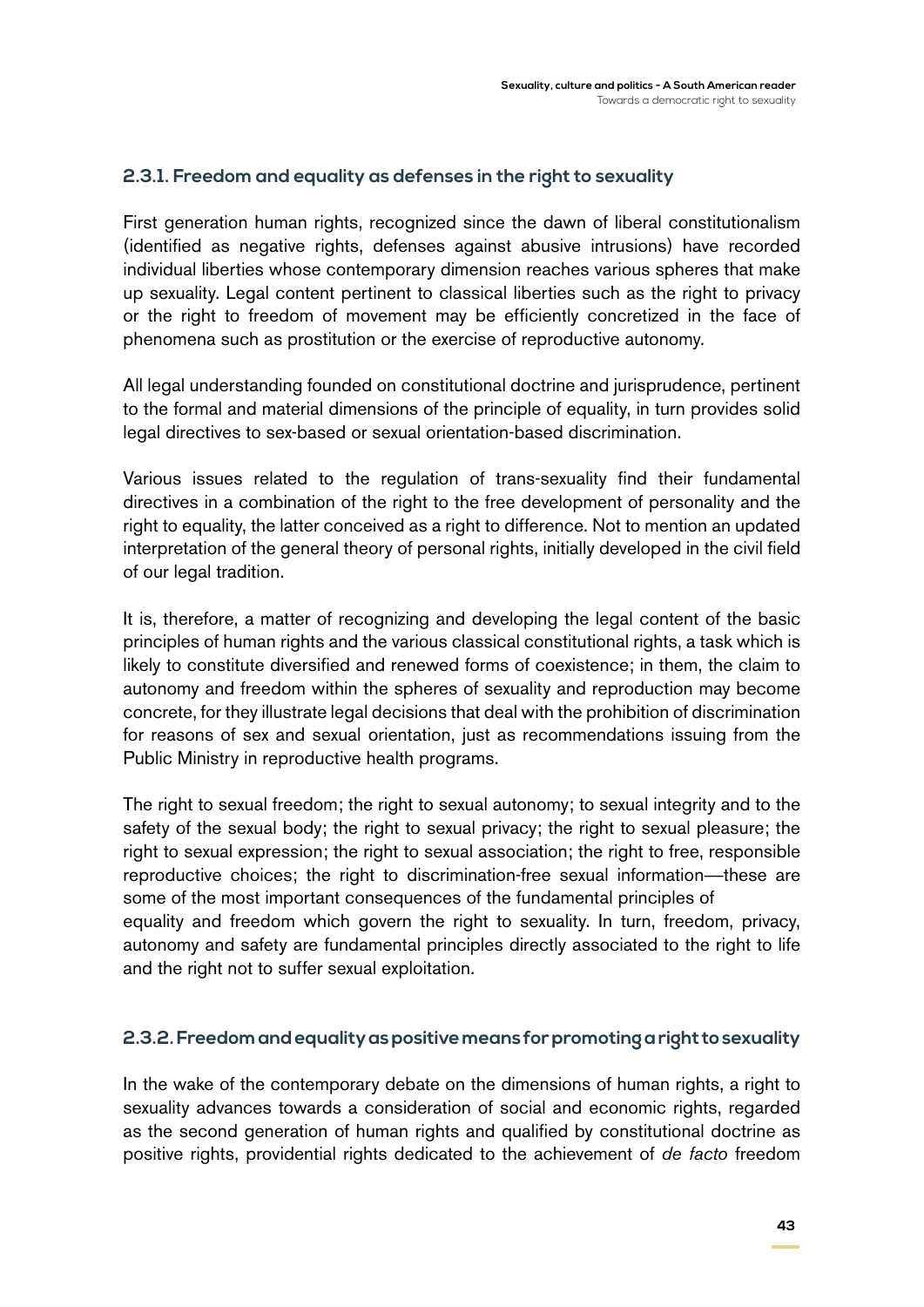### 2.3.1. Freedom and equality as defenses in the right to sexuality

First generation human rights, recognized since the dawn of liberal constitutionalism (identified as negative rights, defenses against abusive intrusions) have recorded individual liberties whose contemporary dimension reaches various spheres that make up sexuality. Legal content pertinent to classical liberties such as the right to privacy or the right to freedom of movement may be efficiently concretized in the face of phenomena such as prostitution or the exercise of reproductive autonomy.

All legal understanding founded on constitutional doctrine and jurisprudence, pertinent to the formal and material dimensions of the principle of equality, in turn provides solid legal directives to sex-based or sexual orientation-based discrimination.

Various issues related to the regulation of trans-sexuality find their fundamental directives in a combination of the right to the free development of personality and the right to equality, the latter conceived as a right to difference. Not to mention an updated interpretation of the general theory of personal rights, initially developed in the civil field of our legal tradition.

It is, therefore, a matter of recognizing and developing the legal content of the basic principles of human rights and the various classical constitutional rights, a task which is likely to constitute diversified and renewed forms of coexistence; in them, the claim to autonomy and freedom within the spheres of sexuality and reproduction may become concrete, for they illustrate legal decisions that deal with the prohibition of discrimination for reasons of sex and sexual orientation, just as recommendations issuing from the Public Ministry in reproductive health programs.

The right to sexual freedom; the right to sexual autonomy; to sexual integrity and to the safety of the sexual body; the right to sexual privacy; the right to sexual pleasure; the right to sexual expression; the right to sexual association; the right to free, responsible reproductive choices; the right to discrimination-free sexual information—these are some of the most important consequences of the fundamental principles of equality and freedom which govern the right to sexuality. In turn, freedom, privacy, autonomy and safety are fundamental principles directly associated to the right to life and the right not to suffer sexual exploitation.

### 2.3.2. Freedom and equality as positive means for promoting a right to sexuality

In the wake of the contemporary debate on the dimensions of human rights, a right to sexuality advances towards a consideration of social and economic rights, regarded as the second generation of human rights and qualified by constitutional doctrine as positive rights, providential rights dedicated to the achievement of *de facto* freedom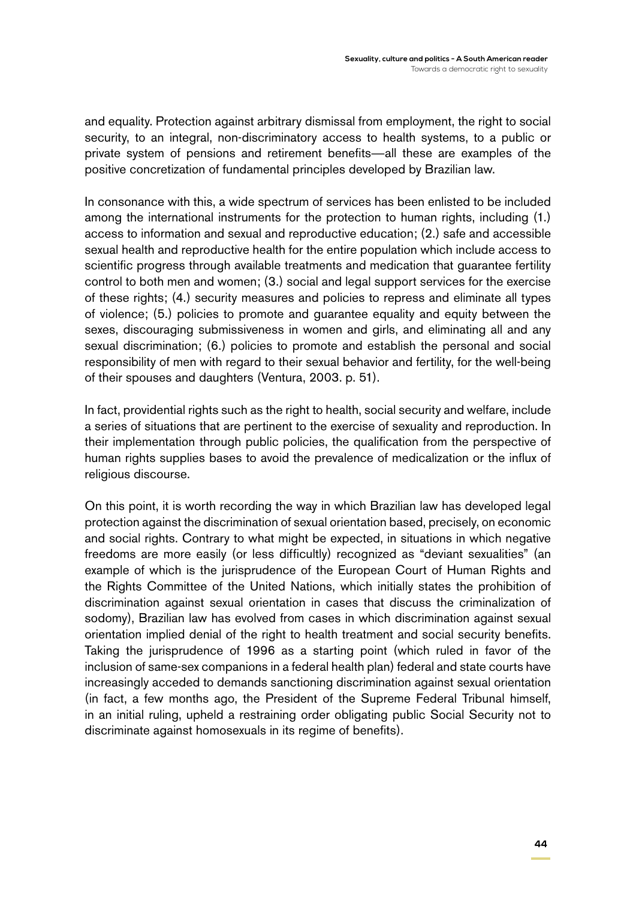and equality. Protection against arbitrary dismissal from employment, the right to social security, to an integral, non-discriminatory access to health systems, to a public or private system of pensions and retirement benefits—all these are examples of the positive concretization of fundamental principles developed by Brazilian law.

In consonance with this, a wide spectrum of services has been enlisted to be included among the international instruments for the protection to human rights, including (1.) access to information and sexual and reproductive education; (2.) safe and accessible sexual health and reproductive health for the entire population which include access to scientific progress through available treatments and medication that guarantee fertility control to both men and women; (3.) social and legal support services for the exercise of these rights; (4.) security measures and policies to repress and eliminate all types of violence; (5.) policies to promote and guarantee equality and equity between the sexes, discouraging submissiveness in women and girls, and eliminating all and any sexual discrimination; (6.) policies to promote and establish the personal and social responsibility of men with regard to their sexual behavior and fertility, for the well-being of their spouses and daughters (Ventura, 2003. p. 51).

In fact, providential rights such as the right to health, social security and welfare, include a series of situations that are pertinent to the exercise of sexuality and reproduction. In their implementation through public policies, the qualification from the perspective of human rights supplies bases to avoid the prevalence of medicalization or the influx of religious discourse.

On this point, it is worth recording the way in which Brazilian law has developed legal protection against the discrimination of sexual orientation based, precisely, on economic and social rights. Contrary to what might be expected, in situations in which negative freedoms are more easily (or less difficultly) recognized as "deviant sexualities" (an example of which is the jurisprudence of the European Court of Human Rights and the Rights Committee of the United Nations, which initially states the prohibition of discrimination against sexual orientation in cases that discuss the criminalization of sodomy), Brazilian law has evolved from cases in which discrimination against sexual orientation implied denial of the right to health treatment and social security benefits. Taking the jurisprudence of 1996 as a starting point (which ruled in favor of the inclusion of same-sex companions in a federal health plan) federal and state courts have increasingly acceded to demands sanctioning discrimination against sexual orientation (in fact, a few months ago, the President of the Supreme Federal Tribunal himself, in an initial ruling, upheld a restraining order obligating public Social Security not to discriminate against homosexuals in its regime of benefits).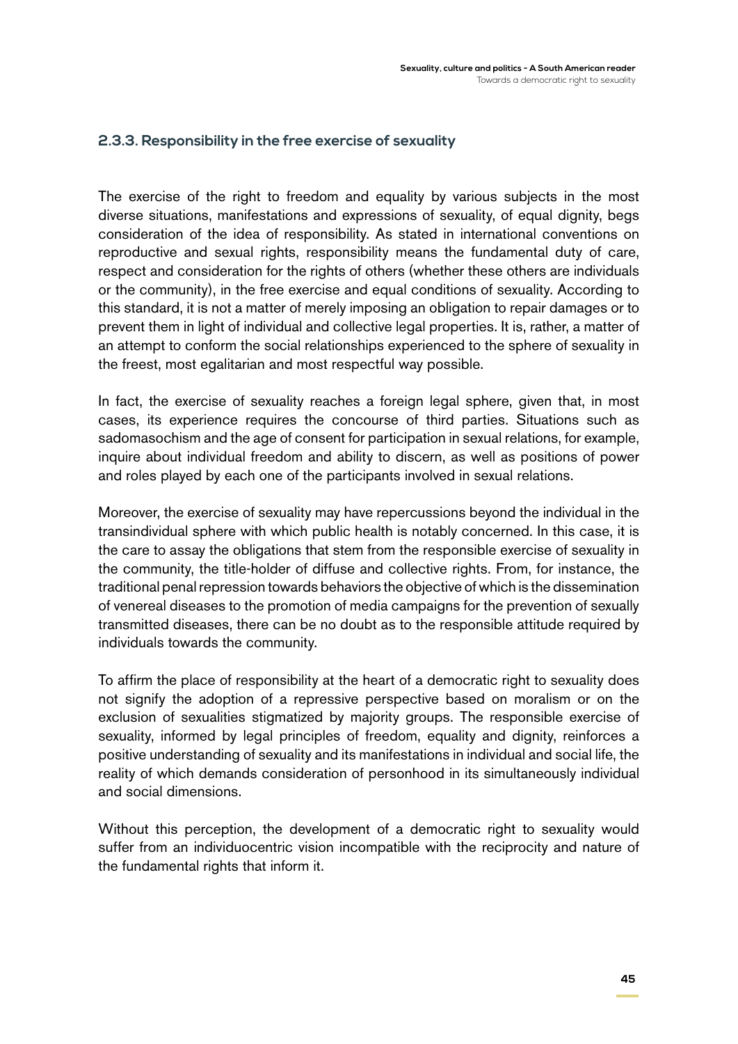### 2.3.3. Responsibility in the free exercise of sexuality

The exercise of the right to freedom and equality by various subjects in the most diverse situations, manifestations and expressions of sexuality, of equal dignity, begs consideration of the idea of responsibility. As stated in international conventions on reproductive and sexual rights, responsibility means the fundamental duty of care, respect and consideration for the rights of others (whether these others are individuals or the community), in the free exercise and equal conditions of sexuality. According to this standard, it is not a matter of merely imposing an obligation to repair damages or to prevent them in light of individual and collective legal properties. It is, rather, a matter of an attempt to conform the social relationships experienced to the sphere of sexuality in the freest, most egalitarian and most respectful way possible.

In fact, the exercise of sexuality reaches a foreign legal sphere, given that, in most cases, its experience requires the concourse of third parties. Situations such as sadomasochism and the age of consent for participation in sexual relations, for example, inquire about individual freedom and ability to discern, as well as positions of power and roles played by each one of the participants involved in sexual relations.

Moreover, the exercise of sexuality may have repercussions beyond the individual in the transindividual sphere with which public health is notably concerned. In this case, it is the care to assay the obligations that stem from the responsible exercise of sexuality in the community, the title-holder of diffuse and collective rights. From, for instance, the traditional penal repression towards behaviors the objective of which is the dissemination of venereal diseases to the promotion of media campaigns for the prevention of sexually transmitted diseases, there can be no doubt as to the responsible attitude required by individuals towards the community.

To affirm the place of responsibility at the heart of a democratic right to sexuality does not signify the adoption of a repressive perspective based on moralism or on the exclusion of sexualities stigmatized by majority groups. The responsible exercise of sexuality, informed by legal principles of freedom, equality and dignity, reinforces a positive understanding of sexuality and its manifestations in individual and social life, the reality of which demands consideration of personhood in its simultaneously individual and social dimensions.

Without this perception, the development of a democratic right to sexuality would suffer from an individuocentric vision incompatible with the reciprocity and nature of the fundamental rights that inform it.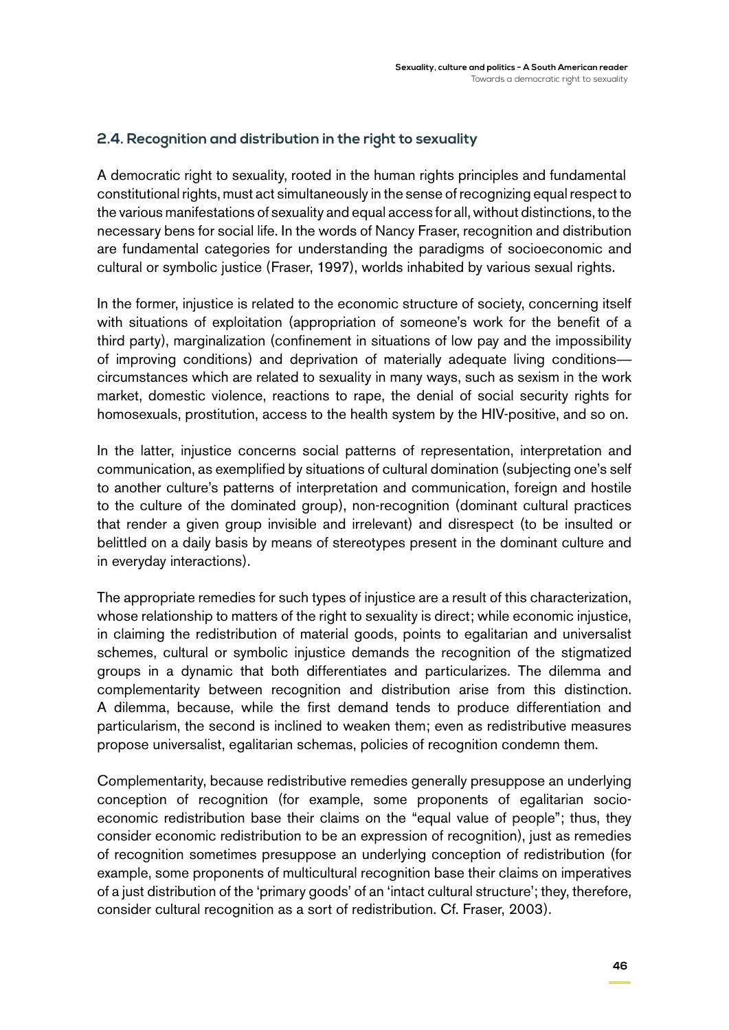### 2.4. Recognition and distribution in the right to sexuality

A democratic right to sexuality, rooted in the human rights principles and fundamental constitutional rights, must act simultaneously in the sense of recognizing equal respect to the various manifestations of sexuality and equal access for all, without distinctions, to the necessary bens for social life. In the words of Nancy Fraser, recognition and distribution are fundamental categories for understanding the paradigms of socioeconomic and cultural or symbolic justice (Fraser, 1997), worlds inhabited by various sexual rights.

In the former, injustice is related to the economic structure of society, concerning itself with situations of exploitation (appropriation of someone's work for the benefit of a third party), marginalization (confinement in situations of low pay and the impossibility of improving conditions) and deprivation of materially adequate living conditions—circumstances which are related to sexuality in many ways, such as sexism in the work market, domestic violence, reactions to rape, the denial of social security rights for homosexuals, prostitution, access to the health system by the HIV-positive, and so on.

In the latter, injustice concerns social patterns of representation, interpretation and communication, as exemplified by situations of cultural domination (subjecting one's self to another culture's patterns of interpretation and communication, foreign and hostile to the culture of the dominated group), non-recognition (dominant cultural practices that render a given group invisible and irrelevant) and disrespect (to be insulted or belittled on a daily basis by means of stereotypes present in the dominant culture and in everyday interactions).

The appropriate remedies for such types of injustice are a result of this characterization, whose relationship to matters of the right to sexuality is direct; while economic injustice, in claiming the redistribution of material goods, points to egalitarian and universalist schemes, cultural or symbolic injustice demands the recognition of the stigmatized groups in a dynamic that both differentiates and particularizes. The dilemma and complementarity between recognition and distribution arise from this distinction. A dilemma, because, while the first demand tends to produce differentiation and particularism, the second is inclined to weaken them; even as redistributive measures propose universalist, egalitarian schemas, policies of recognition condemn them.

Complementarity, because redistributive remedies generally presuppose an underlying conception of recognition (for example, some proponents of egalitarian socio-economic redistribution base their claims on the "equal value of people"; thus, they consider economic redistribution to be an expression of recognition), just as remedies of recognition sometimes presuppose an underlying conception of redistribution (for example, some proponents of multicultural recognition base their claims on imperatives of a just distribution of the 'primary goods' of an 'intact cultural structure'; they, therefore, consider cultural recognition as a sort of redistribution. Cf. Fraser, 2003).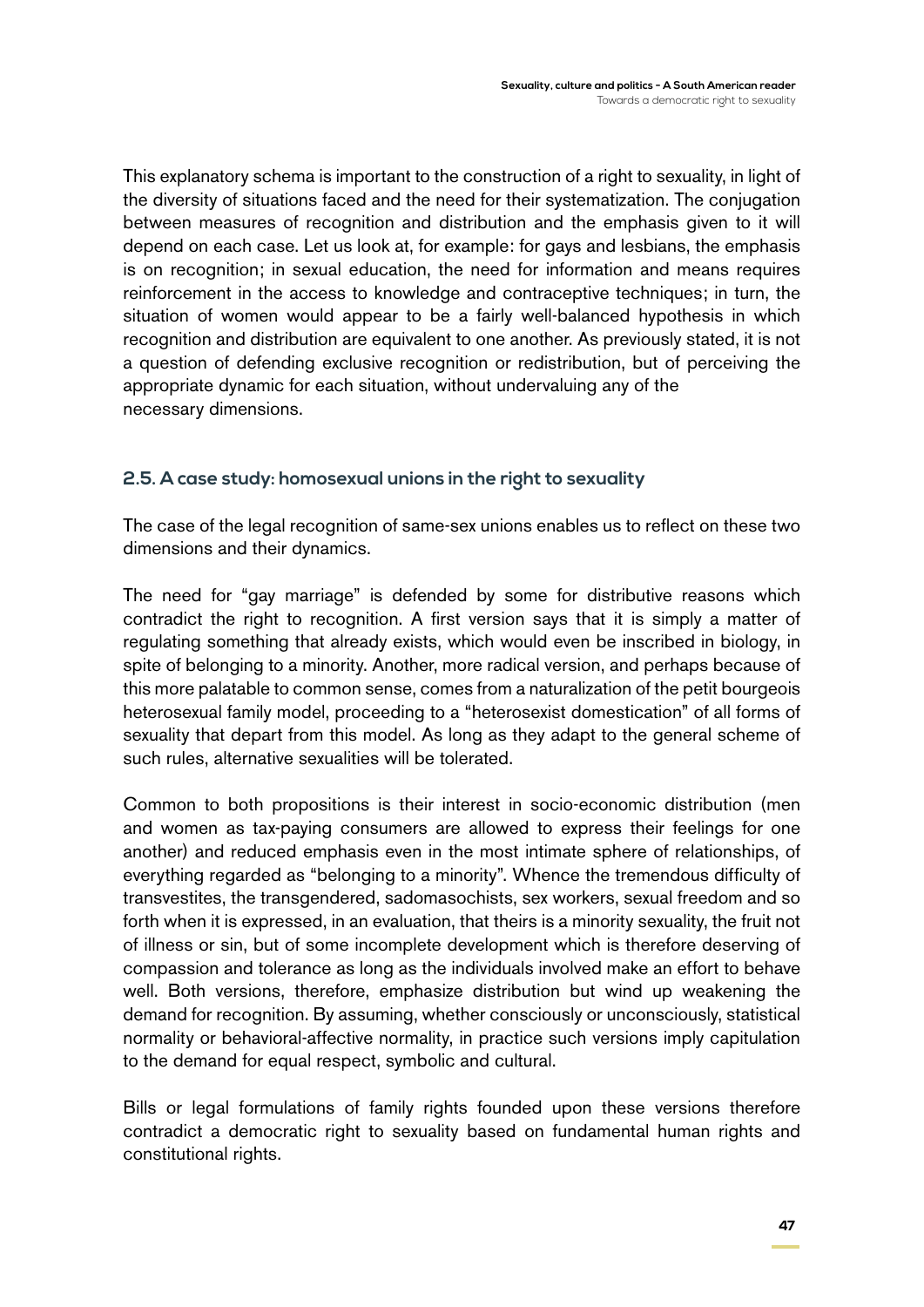This explanatory schema is important to the construction of a right to sexuality, in light of the diversity of situations faced and the need for their systematization. The conjugation between measures of recognition and distribution and the emphasis given to it will depend on each case. Let us look at, for example: for gays and lesbians, the emphasis is on recognition; in sexual education, the need for information and means requires reinforcement in the access to knowledge and contraceptive techniques; in turn, the situation of women would appear to be a fairly well-balanced hypothesis in which recognition and distribution are equivalent to one another. As previously stated, it is not a question of defending exclusive recognition or redistribution, but of perceiving the appropriate dynamic for each situation, without undervaluing any of the necessary dimensions.

### 2.5. A case study: homosexual unions in the right to sexuality

The case of the legal recognition of same-sex unions enables us to reflect on these two dimensions and their dynamics.

The need for "gay marriage" is defended by some for distributive reasons which contradict the right to recognition. A first version says that it is simply a matter of regulating something that already exists, which would even be inscribed in biology, in spite of belonging to a minority. Another, more radical version, and perhaps because of this more palatable to common sense, comes from a naturalization of the petit bourgeois heterosexual family model, proceeding to a "heterosexist domestication" of all forms of sexuality that depart from this model. As long as they adapt to the general scheme of such rules, alternative sexualities will be tolerated.

Common to both propositions is their interest in socio-economic distribution (men and women as tax-paying consumers are allowed to express their feelings for one another) and reduced emphasis even in the most intimate sphere of relationships, of everything regarded as "belonging to a minority". Whence the tremendous difficulty of transvestites, the transgendered, sadomasochists, sex workers, sexual freedom and so forth when it is expressed, in an evaluation, that theirs is a minority sexuality, the fruit not of illness or sin, but of some incomplete development which is therefore deserving of compassion and tolerance as long as the individuals involved make an effort to behave well. Both versions, therefore, emphasize distribution but wind up weakening the demand for recognition. By assuming, whether consciously or unconsciously, statistical normality or behavioral-affective normality, in practice such versions imply capitulation to the demand for equal respect, symbolic and cultural.

Bills or legal formulations of family rights founded upon these versions therefore contradict a democratic right to sexuality based on fundamental human rights and constitutional rights.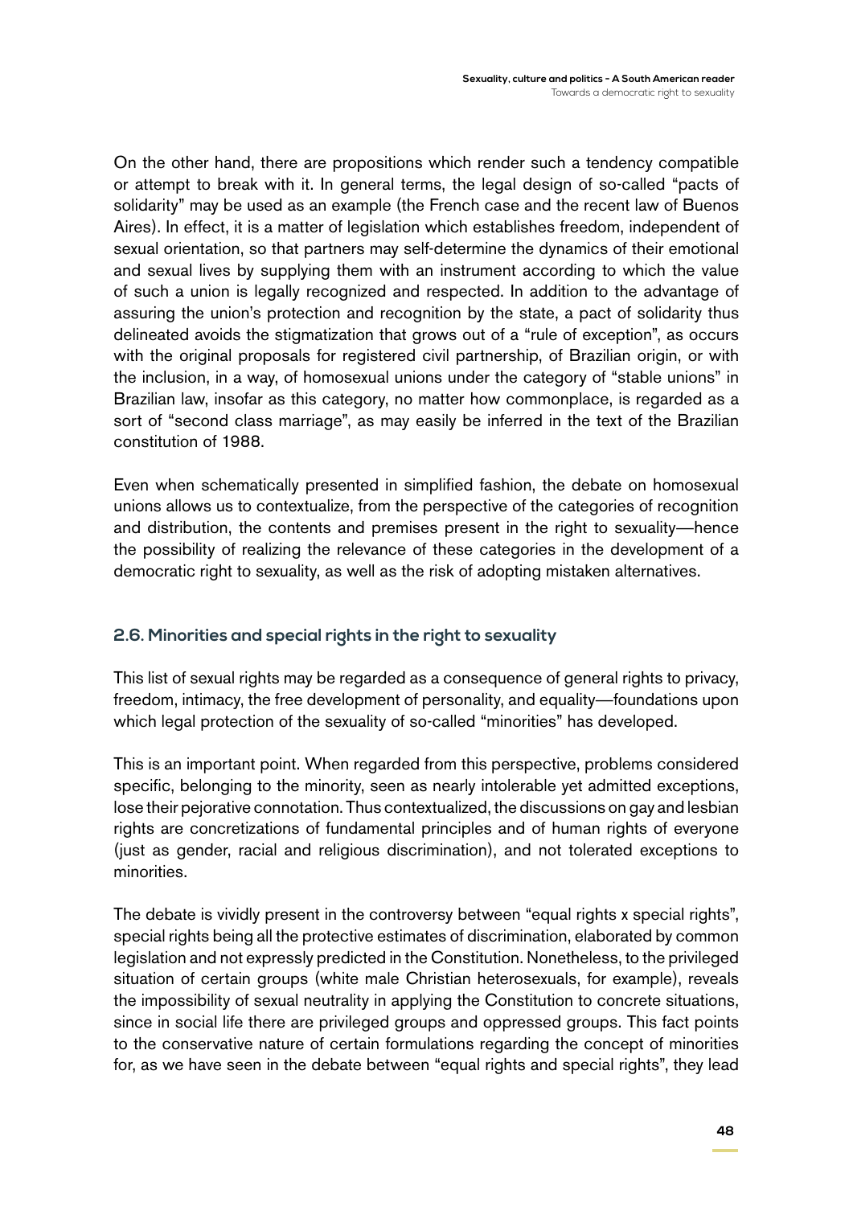On the other hand, there are propositions which render such a tendency compatible or attempt to break with it. In general terms, the legal design of so-called "pacts of solidarity" may be used as an example (the French case and the recent law of Buenos Aires). In effect, it is a matter of legislation which establishes freedom, independent of sexual orientation, so that partners may self-determine the dynamics of their emotional and sexual lives by supplying them with an instrument according to which the value of such a union is legally recognized and respected. In addition to the advantage of assuring the union's protection and recognition by the state, a pact of solidarity thus delineated avoids the stigmatization that grows out of a "rule of exception", as occurs with the original proposals for registered civil partnership, of Brazilian origin, or with the inclusion, in a way, of homosexual unions under the category of "stable unions" in Brazilian law, insofar as this category, no matter how commonplace, is regarded as a sort of "second class marriage", as may easily be inferred in the text of the Brazilian constitution of 1988.

Even when schematically presented in simplified fashion, the debate on homosexual unions allows us to contextualize, from the perspective of the categories of recognition and distribution, the contents and premises present in the right to sexuality—hence the possibility of realizing the relevance of these categories in the development of a democratic right to sexuality, as well as the risk of adopting mistaken alternatives.

### 2.6. Minorities and special rights in the right to sexuality

This list of sexual rights may be regarded as a consequence of general rights to privacy, freedom, intimacy, the free development of personality, and equality—foundations upon which legal protection of the sexuality of so-called "minorities" has developed.

This is an important point. When regarded from this perspective, problems considered specific, belonging to the minority, seen as nearly intolerable yet admitted exceptions, lose their pejorative connotation. Thus contextualized, the discussions on gay and lesbian rights are concretizations of fundamental principles and of human rights of everyone (just as gender, racial and religious discrimination), and not tolerated exceptions to minorities.

The debate is vividly present in the controversy between "equal rights x special rights", special rights being all the protective estimates of discrimination, elaborated by common legislation and not expressly predicted in the Constitution. Nonetheless, to the privileged situation of certain groups (white male Christian heterosexuals, for example), reveals the impossibility of sexual neutrality in applying the Constitution to concrete situations, since in social life there are privileged groups and oppressed groups. This fact points to the conservative nature of certain formulations regarding the concept of minorities for, as we have seen in the debate between "equal rights and special rights", they lead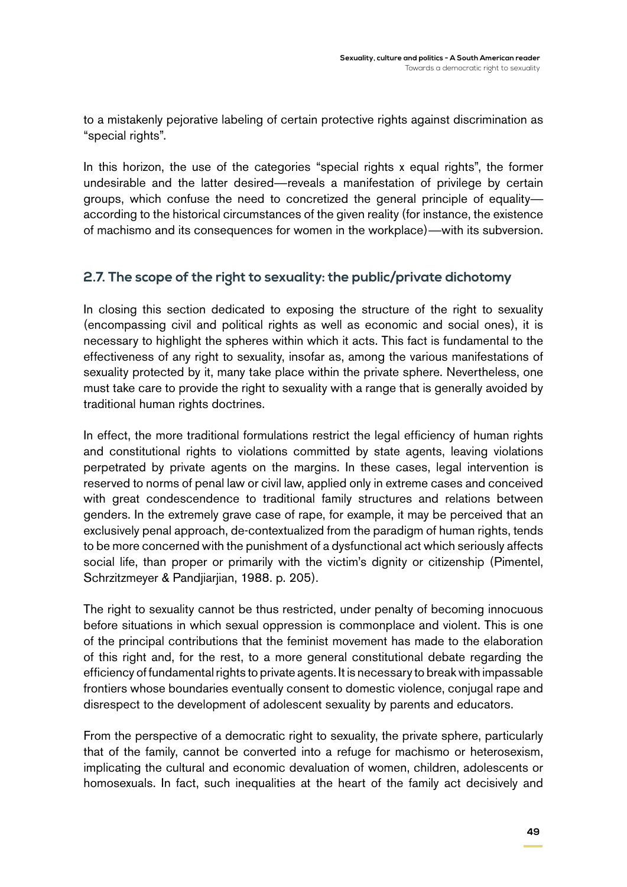to a mistakenly pejorative labeling of certain protective rights against discrimination as "special rights".

In this horizon, the use of the categories "special rights x equal rights", the former undesirable and the latter desired—reveals a manifestation of privilege by certain groups, which confuse the need to concretized the general principle of equality—according to the historical circumstances of the given reality (for instance, the existence of machismo and its consequences for women in the workplace)—with its subversion.

### 2.7. The scope of the right to sexuality: the public/private dichotomy

In closing this section dedicated to exposing the structure of the right to sexuality (encompassing civil and political rights as well as economic and social ones), it is necessary to highlight the spheres within which it acts. This fact is fundamental to the effectiveness of any right to sexuality, insofar as, among the various manifestations of sexuality protected by it, many take place within the private sphere. Nevertheless, one must take care to provide the right to sexuality with a range that is generally avoided by traditional human rights doctrines.

In effect, the more traditional formulations restrict the legal efficiency of human rights and constitutional rights to violations committed by state agents, leaving violations perpetrated by private agents on the margins. In these cases, legal intervention is reserved to norms of penal law or civil law, applied only in extreme cases and conceived with great condescendence to traditional family structures and relations between genders. In the extremely grave case of rape, for example, it may be perceived that an exclusively penal approach, de-contextualized from the paradigm of human rights, tends to be more concerned with the punishment of a dysfunctional act which seriously affects social life, than proper or primarily with the victim's dignity or citizenship (Pimentel, Schrzitzmeyer & Pandjiarjian, 1988. p. 205).

The right to sexuality cannot be thus restricted, under penalty of becoming innocuous before situations in which sexual oppression is commonplace and violent. This is one of the principal contributions that the feminist movement has made to the elaboration of this right and, for the rest, to a more general constitutional debate regarding the efficiency of fundamental rights to private agents. It is necessary to break with impassable frontiers whose boundaries eventually consent to domestic violence, conjugal rape and disrespect to the development of adolescent sexuality by parents and educators.

From the perspective of a democratic right to sexuality, the private sphere, particularly that of the family, cannot be converted into a refuge for machismo or heterosexism, implicating the cultural and economic devaluation of women, children, adolescents or homosexuals. In fact, such inequalities at the heart of the family act decisively and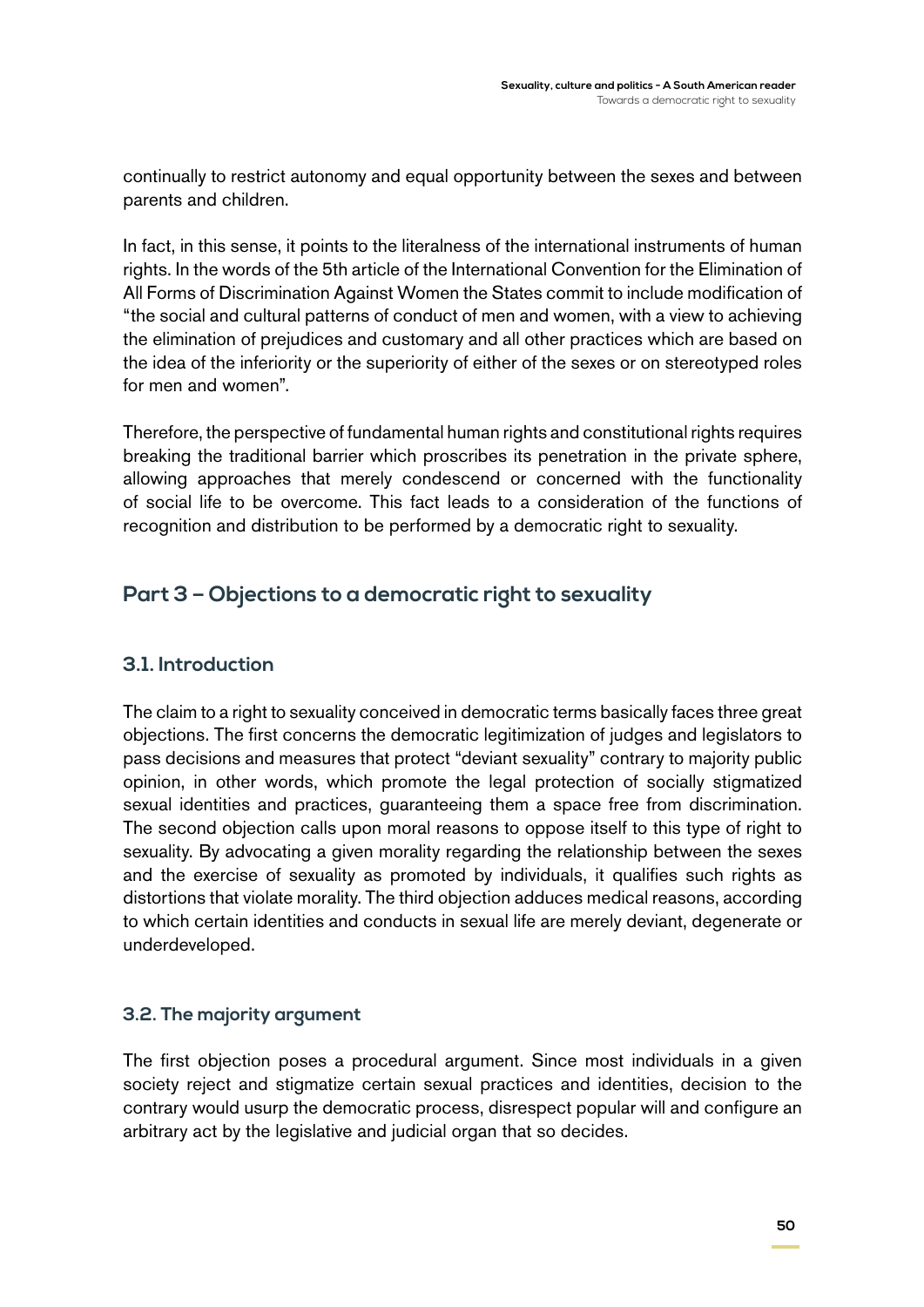continually to restrict autonomy and equal opportunity between the sexes and between parents and children.

In fact, in this sense, it points to the literalness of the international instruments of human rights. In the words of the 5th article of the International Convention for the Elimination of All Forms of Discrimination Against Women the States commit to include modification of "the social and cultural patterns of conduct of men and women, with a view to achieving the elimination of prejudices and customary and all other practices which are based on the idea of the inferiority or the superiority of either of the sexes or on stereotyped roles for men and women".

Therefore, the perspective of fundamental human rights and constitutional rights requires breaking the traditional barrier which proscribes its penetration in the private sphere, allowing approaches that merely condescend or concerned with the functionality of social life to be overcome. This fact leads to a consideration of the functions of recognition and distribution to be performed by a democratic right to sexuality.

## Part 3 – Objections to a democratic right to sexuality

### 3.1. Introduction

The claim to a right to sexuality conceived in democratic terms basically faces three great objections. The first concerns the democratic legitimization of judges and legislators to pass decisions and measures that protect "deviant sexuality" contrary to majority public opinion, in other words, which promote the legal protection of socially stigmatized sexual identities and practices, guaranteeing them a space free from discrimination. The second objection calls upon moral reasons to oppose itself to this type of right to sexuality. By advocating a given morality regarding the relationship between the sexes and the exercise of sexuality as promoted by individuals, it qualifies such rights as distortions that violate morality. The third objection adduces medical reasons, according to which certain identities and conducts in sexual life are merely deviant, degenerate or underdeveloped.

### 3.2. The majority argument

The first objection poses a procedural argument. Since most individuals in a given society reject and stigmatize certain sexual practices and identities, decision to the contrary would usurp the democratic process, disrespect popular will and configure an arbitrary act by the legislative and judicial organ that so decides.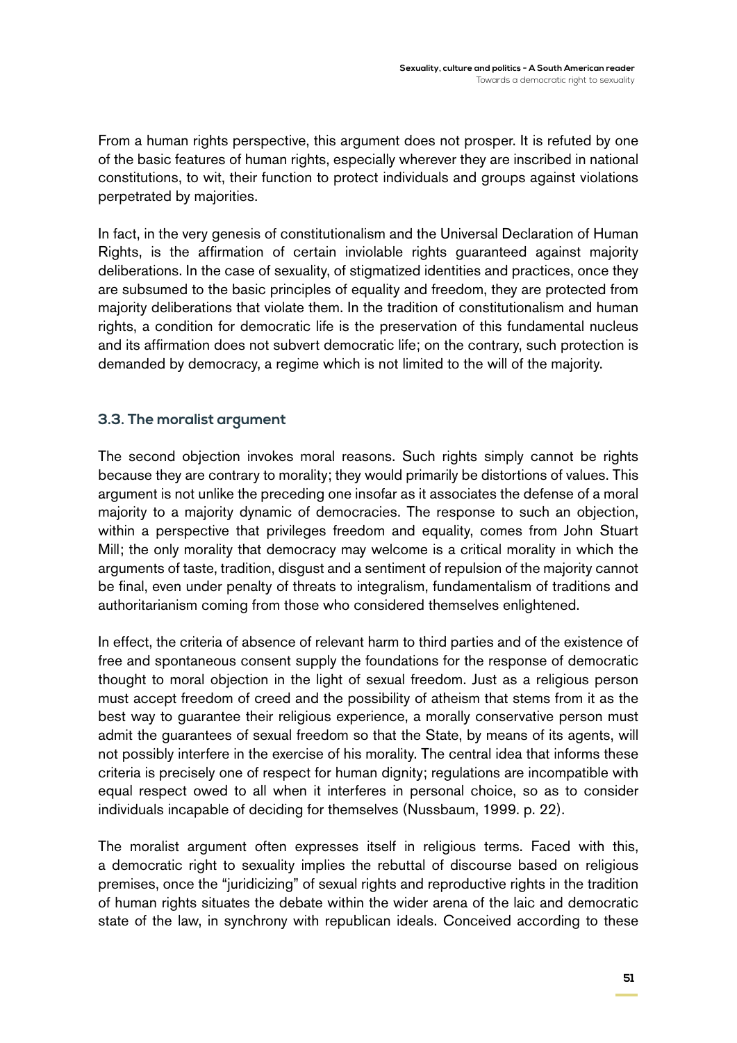From a human rights perspective, this argument does not prosper. It is refuted by one of the basic features of human rights, especially wherever they are inscribed in national constitutions, to wit, their function to protect individuals and groups against violations perpetrated by majorities.

In fact, in the very genesis of constitutionalism and the Universal Declaration of Human Rights, is the affirmation of certain inviolable rights guaranteed against majority deliberations. In the case of sexuality, of stigmatized identities and practices, once they are subsumed to the basic principles of equality and freedom, they are protected from majority deliberations that violate them. In the tradition of constitutionalism and human rights, a condition for democratic life is the preservation of this fundamental nucleus and its affirmation does not subvert democratic life; on the contrary, such protection is demanded by democracy, a regime which is not limited to the will of the majority.

### 3.3. The moralist argument

The second objection invokes moral reasons. Such rights simply cannot be rights because they are contrary to morality; they would primarily be distortions of values. This argument is not unlike the preceding one insofar as it associates the defense of a moral majority to a majority dynamic of democracies. The response to such an objection, within a perspective that privileges freedom and equality, comes from John Stuart Mill; the only morality that democracy may welcome is a critical morality in which the arguments of taste, tradition, disgust and a sentiment of repulsion of the majority cannot be final, even under penalty of threats to integralism, fundamentalism of traditions and authoritarianism coming from those who considered themselves enlightened.

In effect, the criteria of absence of relevant harm to third parties and of the existence of free and spontaneous consent supply the foundations for the response of democratic thought to moral objection in the light of sexual freedom. Just as a religious person must accept freedom of creed and the possibility of atheism that stems from it as the best way to guarantee their religious experience, a morally conservative person must admit the guarantees of sexual freedom so that the State, by means of its agents, will not possibly interfere in the exercise of his morality. The central idea that informs these criteria is precisely one of respect for human dignity; regulations are incompatible with equal respect owed to all when it interferes in personal choice, so as to consider individuals incapable of deciding for themselves (Nussbaum, 1999. p. 22).

The moralist argument often expresses itself in religious terms. Faced with this, a democratic right to sexuality implies the rebuttal of discourse based on religious premises, once the "juridicizing" of sexual rights and reproductive rights in the tradition of human rights situates the debate within the wider arena of the laic and democratic state of the law, in synchrony with republican ideals. Conceived according to these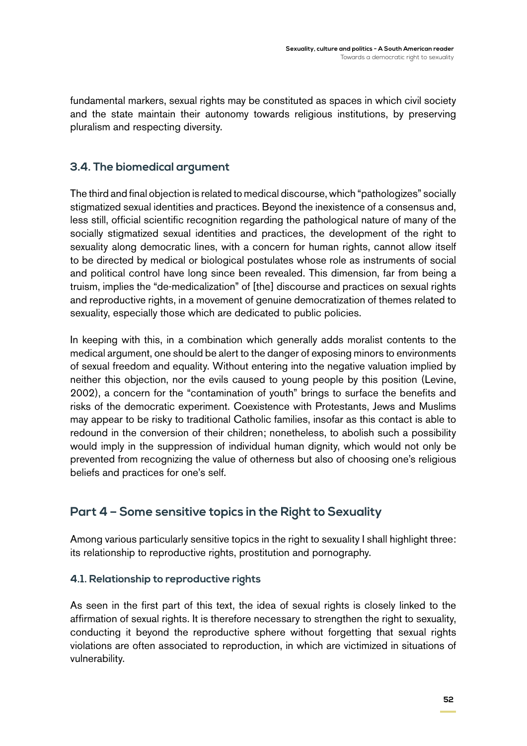fundamental markers, sexual rights may be constituted as spaces in which civil society and the state maintain their autonomy towards religious institutions, by preserving pluralism and respecting diversity.

### 3.4. The biomedical argument

The third and final objection is related to medical discourse, which "pathologizes" socially stigmatized sexual identities and practices. Beyond the inexistence of a consensus and, less still, official scientific recognition regarding the pathological nature of many of the socially stigmatized sexual identities and practices, the development of the right to sexuality along democratic lines, with a concern for human rights, cannot allow itself to be directed by medical or biological postulates whose role as instruments of social and political control have long since been revealed. This dimension, far from being a truism, implies the "de-medicalization" of [the] discourse and practices on sexual rights and reproductive rights, in a movement of genuine democratization of themes related to sexuality, especially those which are dedicated to public policies.

In keeping with this, in a combination which generally adds moralist contents to the medical argument, one should be alert to the danger of exposing minors to environments of sexual freedom and equality. Without entering into the negative valuation implied by neither this objection, nor the evils caused to young people by this position (Levine, 2002), a concern for the "contamination of youth" brings to surface the benefits and risks of the democratic experiment. Coexistence with Protestants, Jews and Muslims may appear to be risky to traditional Catholic families, insofar as this contact is able to redound in the conversion of their children; nonetheless, to abolish such a possibility would imply in the suppression of individual human dignity, which would not only be prevented from recognizing the value of otherness but also of choosing one's religious beliefs and practices for one's self.

## Part 4 – Some sensitive topics in the Right to Sexuality

Among various particularly sensitive topics in the right to sexuality I shall highlight three: its relationship to reproductive rights, prostitution and pornography.

### 4.1. Relationship to reproductive rights

As seen in the first part of this text, the idea of sexual rights is closely linked to the affirmation of sexual rights. It is therefore necessary to strengthen the right to sexuality, conducting it beyond the reproductive sphere without forgetting that sexual rights violations are often associated to reproduction, in which are victimized in situations of vulnerability.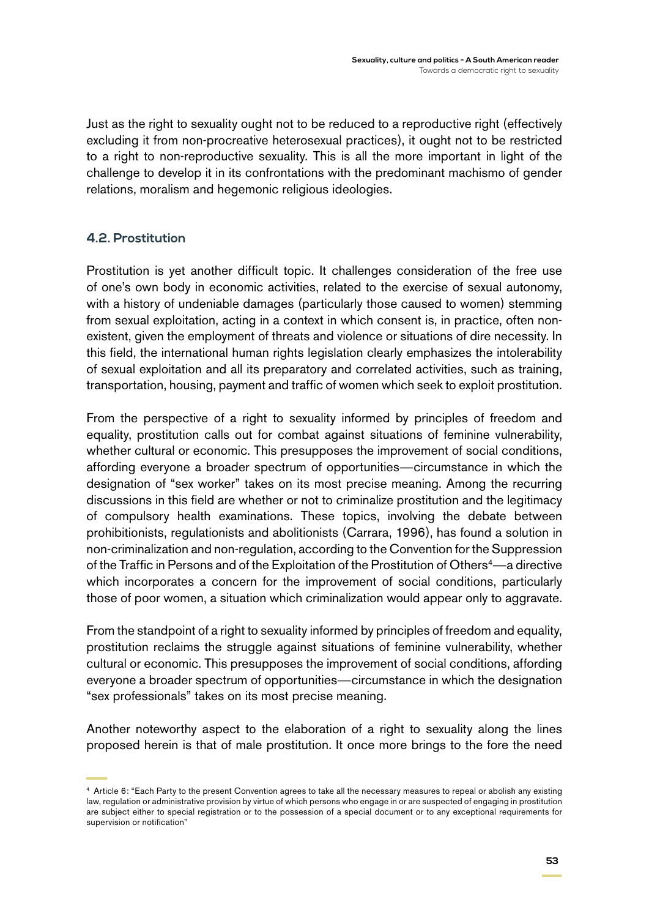Just as the right to sexuality ought not to be reduced to a reproductive right (effectively excluding it from non-procreative heterosexual practices), it ought not to be restricted to a right to non-reproductive sexuality. This is all the more important in light of the challenge to develop it in its confrontations with the predominant machismo of gender relations, moralism and hegemonic religious ideologies.

### 4.2. Prostitution

Prostitution is yet another difficult topic. It challenges consideration of the free use of one's own body in economic activities, related to the exercise of sexual autonomy, with a history of undeniable damages (particularly those caused to women) stemming from sexual exploitation, acting in a context in which consent is, in practice, often non-existent, given the employment of threats and violence or situations of dire necessity. In this field, the international human rights legislation clearly emphasizes the intolerability of sexual exploitation and all its preparatory and correlated activities, such as training, transportation, housing, payment and traffic of women which seek to exploit prostitution.

From the perspective of a right to sexuality informed by principles of freedom and equality, prostitution calls out for combat against situations of feminine vulnerability, whether cultural or economic. This presupposes the improvement of social conditions, affording everyone a broader spectrum of opportunities—circumstance in which the designation of "sex worker" takes on its most precise meaning. Among the recurring discussions in this field are whether or not to criminalize prostitution and the legitimacy of compulsory health examinations. These topics, involving the debate between prohibitionists, regulationists and abolitionists (Carrara, 1996), has found a solution in non-criminalization and non-regulation, according to the Convention for the Suppression of the Traffic in Persons and of the Exploitation of the Prostitution of Others[4]—a directive which incorporates a concern for the improvement of social conditions, particularly those of poor women, a situation which criminalization would appear only to aggravate.

From the standpoint of a right to sexuality informed by principles of freedom and equality, prostitution reclaims the struggle against situations of feminine vulnerability, whether cultural or economic. This presupposes the improvement of social conditions, affording everyone a broader spectrum of opportunities—circumstance in which the designation "sex professionals" takes on its most precise meaning.

Another noteworthy aspect to the elaboration of a right to sexuality along the lines proposed herein is that of male prostitution. It once more brings to the fore the need

---

[4] Article 6: "Each Party to the present Convention agrees to take all the necessary measures to repeal or abolish any existing law, regulation or administrative provision by virtue of which persons who engage in or are suspected of engaging in prostitution are subject either to special registration or to the possession of a special document or to any exceptional requirements for supervision or notification"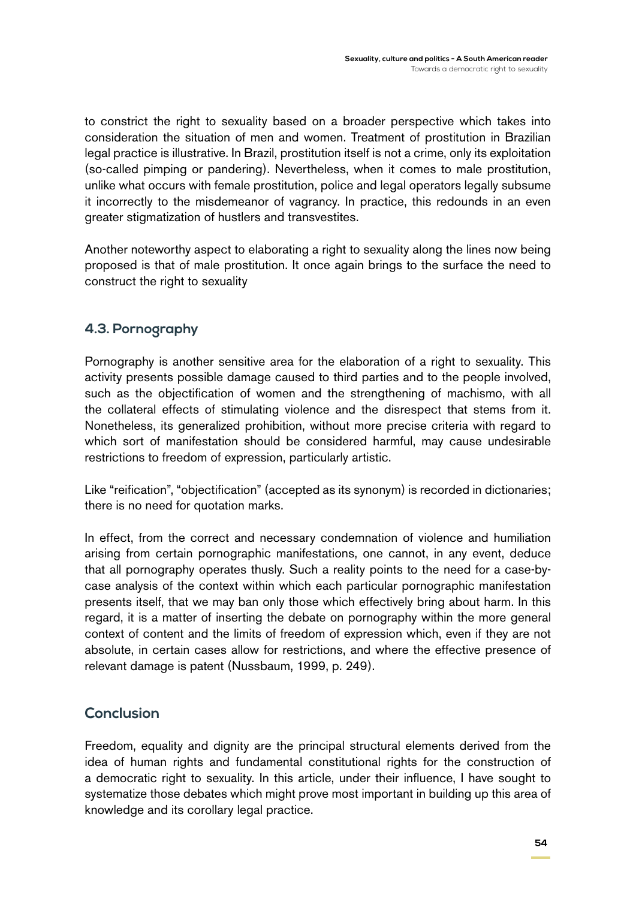to constrict the right to sexuality based on a broader perspective which takes into consideration the situation of men and women. Treatment of prostitution in Brazilian legal practice is illustrative. In Brazil, prostitution itself is not a crime, only its exploitation (so-called pimping or pandering). Nevertheless, when it comes to male prostitution, unlike what occurs with female prostitution, police and legal operators legally subsume it incorrectly to the misdemeanor of vagrancy. In practice, this redounds in an even greater stigmatization of hustlers and transvestites.

Another noteworthy aspect to elaborating a right to sexuality along the lines now being proposed is that of male prostitution. It once again brings to the surface the need to construct the right to sexuality

### 4.3. Pornography

Pornography is another sensitive area for the elaboration of a right to sexuality. This activity presents possible damage caused to third parties and to the people involved, such as the objectification of women and the strengthening of machismo, with all the collateral effects of stimulating violence and the disrespect that stems from it. Nonetheless, its generalized prohibition, without more precise criteria with regard to which sort of manifestation should be considered harmful, may cause undesirable restrictions to freedom of expression, particularly artistic.

Like "reification", "objectification" (accepted as its synonym) is recorded in dictionaries; there is no need for quotation marks.

In effect, from the correct and necessary condemnation of violence and humiliation arising from certain pornographic manifestations, one cannot, in any event, deduce that all pornography operates thusly. Such a reality points to the need for a case-by-case analysis of the context within which each particular pornographic manifestation presents itself, that we may ban only those which effectively bring about harm. In this regard, it is a matter of inserting the debate on pornography within the more general context of content and the limits of freedom of expression which, even if they are not absolute, in certain cases allow for restrictions, and where the effective presence of relevant damage is patent (Nussbaum, 1999, p. 249).

## Conclusion

Freedom, equality and dignity are the principal structural elements derived from the idea of human rights and fundamental constitutional rights for the construction of a democratic right to sexuality. In this article, under their influence, I have sought to systematize those debates which might prove most important in building up this area of knowledge and its corollary legal practice.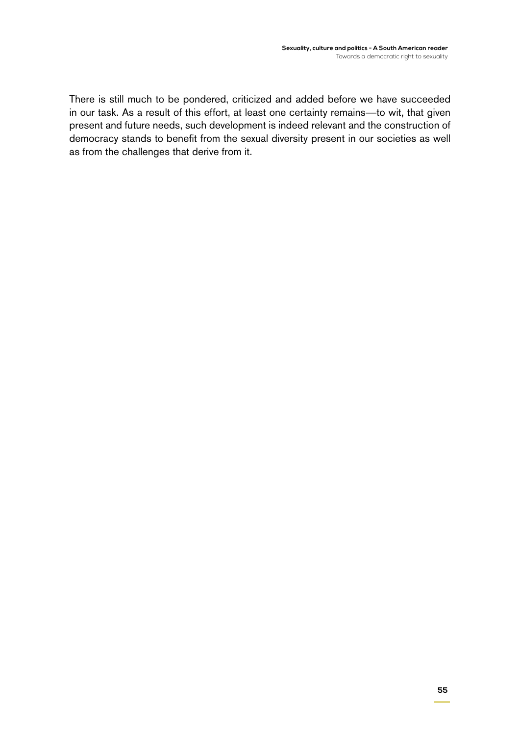There is still much to be pondered, criticized and added before we have succeeded in our task. As a result of this effort, at least one certainty remains—to wit, that given present and future needs, such development is indeed relevant and the construction of democracy stands to benefit from the sexual diversity present in our societies as well as from the challenges that derive from it.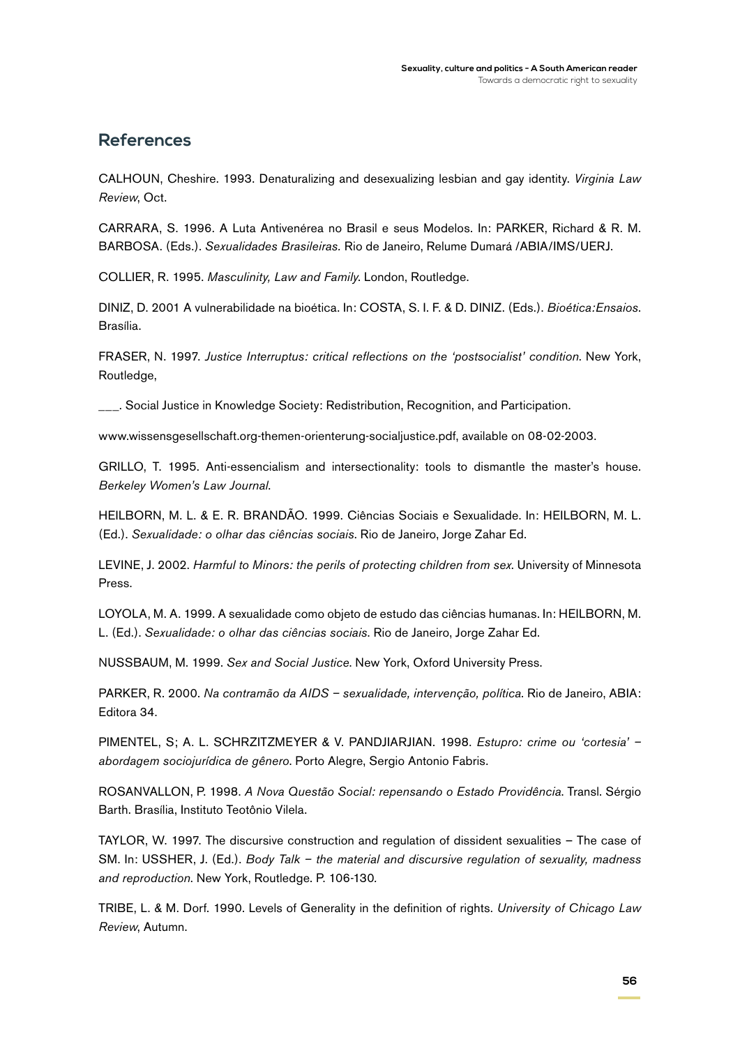## References

CALHOUN, Cheshire. 1993. Denaturalizing and desexualizing lesbian and gay identity. *Virginia Law Review*, Oct.

CARRARA, S. 1996. A Luta Antivenérea no Brasil e seus Modelos. In: PARKER, Richard & R. M. BARBOSA. (Eds.). *Sexualidades Brasileiras.* Rio de Janeiro, Relume Dumará /ABIA/IMS/UERJ.

COLLIER, R. 1995. *Masculinity, Law and Family*. London, Routledge.

DINIZ, D. 2001 A vulnerabilidade na bioética. In: COSTA, S. I. F. & D. DINIZ. (Eds.). *Bioética:Ensaios*. Brasília.

FRASER, N. 1997. *Justice Interruptus: critical reflections on the 'postsocialist' condition*. New York, Routledge,

___. Social Justice in Knowledge Society: Redistribution, Recognition, and Participation.

www.wissensgesellschaft.org-themen-orienterung-socialjustice.pdf, available on 08-02-2003.

GRILLO, T. 1995. Anti-essencialism and intersectionality: tools to dismantle the master's house. *Berkeley Women's Law Journal*.

HEILBORN, M. L. & E. R. BRANDÃO. 1999. Ciências Sociais e Sexualidade. In: HEILBORN, M. L. (Ed.). *Sexualidade: o olhar das ciências sociais*. Rio de Janeiro, Jorge Zahar Ed.

LEVINE, J. 2002. *Harmful to Minors: the perils of protecting children from sex*. University of Minnesota Press.

LOYOLA, M. A. 1999. A sexualidade como objeto de estudo das ciências humanas. In: HEILBORN, M. L. (Ed.). *Sexualidade: o olhar das ciências sociais*. Rio de Janeiro, Jorge Zahar Ed.

NUSSBAUM, M. 1999. *Sex and Social Justice*. New York, Oxford University Press.

PARKER, R. 2000. *Na contramão da AIDS – sexualidade, intervenção, política*. Rio de Janeiro, ABIA: Editora 34.

PIMENTEL, S; A. L. SCHRZITZMEYER & V. PANDJIARJIAN. 1998. *Estupro: crime ou 'cortesia' – abordagem sociojurídica de gênero*. Porto Alegre, Sergio Antonio Fabris.

ROSANVALLON, P. 1998. *A Nova Questão Social: repensando o Estado Providência*. Transl. Sérgio Barth. Brasília, Instituto Teotônio Vilela.

TAYLOR, W. 1997. The discursive construction and regulation of dissident sexualities – The case of SM. In: USSHER, J. (Ed.). *Body Talk – the material and discursive regulation of sexuality, madness and reproduction*. New York, Routledge. P. 106-130.

TRIBE, L. & M. Dorf. 1990. Levels of Generality in the definition of rights. *University of Chicago Law Review*, Autumn.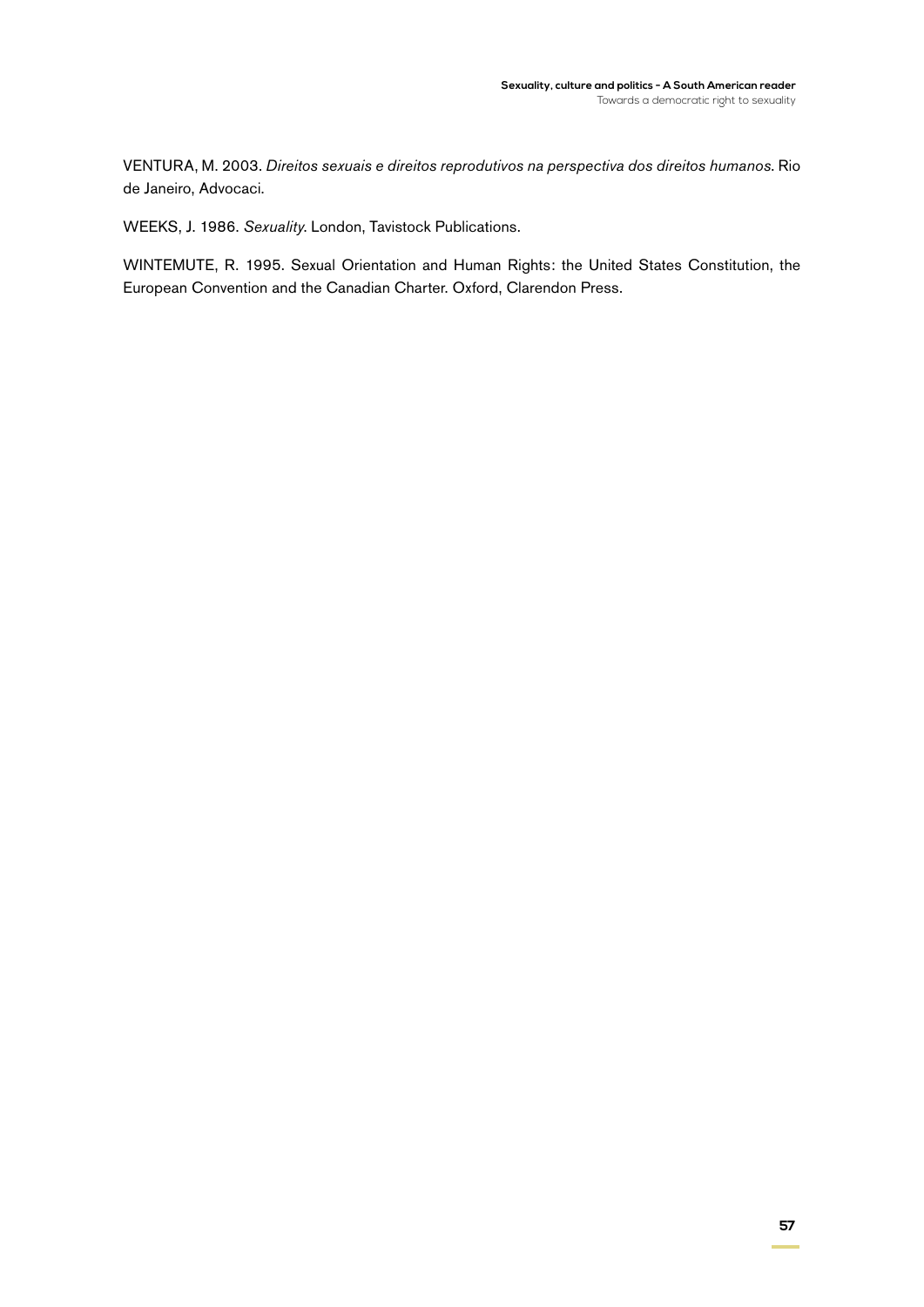VENTURA, M. 2003. *Direitos sexuais e direitos reprodutivos na perspectiva dos direitos humanos*. Rio de Janeiro, Advocaci.

WEEKS, J. 1986. *Sexuality*. London, Tavistock Publications.

WINTEMUTE, R. 1995. Sexual Orientation and Human Rights: the United States Constitution, the European Convention and the Canadian Charter. Oxford, Clarendon Press.